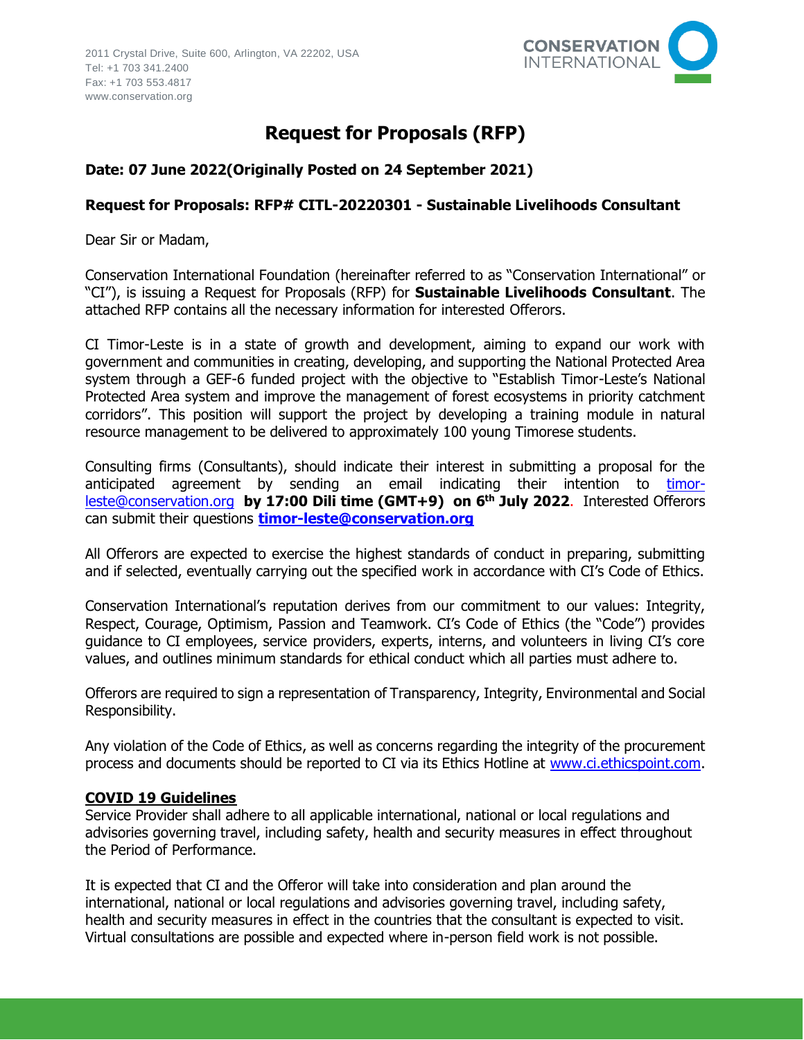2011 Crystal Drive, Suite 600, Arlington, VA 22202, USA
Tel: +1 703 341.2400
Fax: +1 703 553.4817
www.conservation.org

CONSERVATION INTERNATIONAL

# Request for Proposals (RFP)

**Date: 07 June 2022(Originally Posted on 24 September 2021)**

**Request for Proposals: RFP# CITL-20220301 - Sustainable Livelihoods Consultant**

Dear Sir or Madam,

Conservation International Foundation (hereinafter referred to as "Conservation International" or "CI"), is issuing a Request for Proposals (RFP) for **Sustainable Livelihoods Consultant**. The attached RFP contains all the necessary information for interested Offerors.

CI Timor-Leste is in a state of growth and development, aiming to expand our work with government and communities in creating, developing, and supporting the National Protected Area system through a GEF-6 funded project with the objective to "Establish Timor-Leste's National Protected Area system and improve the management of forest ecosystems in priority catchment corridors". This position will support the project by developing a training module in natural resource management to be delivered to approximately 100 young Timorese students.

Consulting firms (Consultants), should indicate their interest in submitting a proposal for the anticipated agreement by sending an email indicating their intention to timor-leste@conservation.org **by 17:00 Dili time (GMT+9) on 6th July 2022**. Interested Offerors can submit their questions **timor-leste@conservation.org**

All Offerors are expected to exercise the highest standards of conduct in preparing, submitting and if selected, eventually carrying out the specified work in accordance with CI's Code of Ethics.

Conservation International's reputation derives from our commitment to our values: Integrity, Respect, Courage, Optimism, Passion and Teamwork. CI's Code of Ethics (the "Code") provides guidance to CI employees, service providers, experts, interns, and volunteers in living CI's core values, and outlines minimum standards for ethical conduct which all parties must adhere to.

Offerors are required to sign a representation of Transparency, Integrity, Environmental and Social Responsibility.

Any violation of the Code of Ethics, as well as concerns regarding the integrity of the procurement process and documents should be reported to CI via its Ethics Hotline at www.ci.ethicspoint.com.

**COVID 19 Guidelines**

Service Provider shall adhere to all applicable international, national or local regulations and advisories governing travel, including safety, health and security measures in effect throughout the Period of Performance.

It is expected that CI and the Offeror will take into consideration and plan around the international, national or local regulations and advisories governing travel, including safety, health and security measures in effect in the countries that the consultant is expected to visit. Virtual consultations are possible and expected where in-person field work is not possible.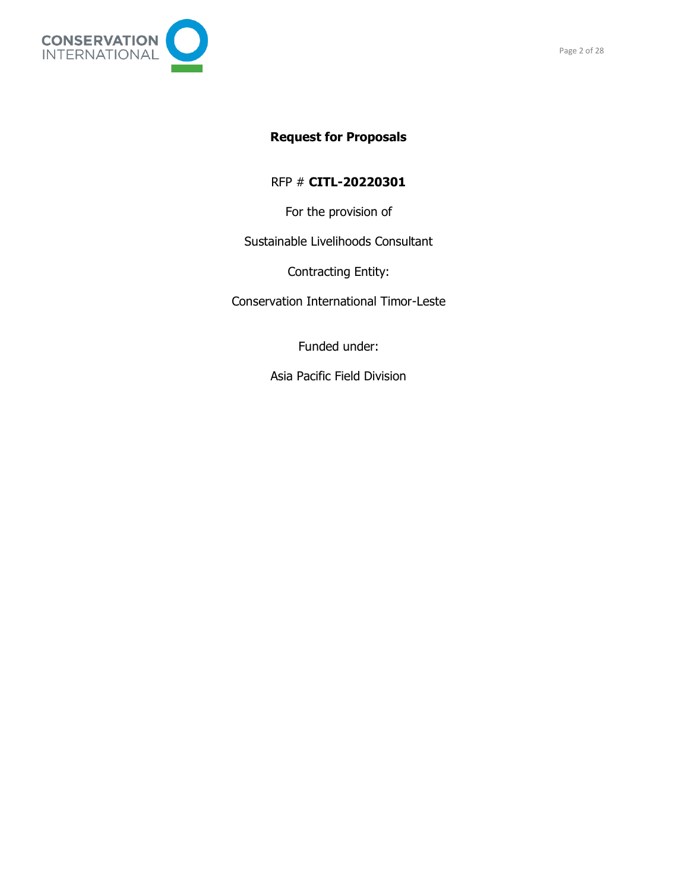# Request for Proposals

RFP # **CITL-20220301**

For the provision of

Sustainable Livelihoods Consultant

Contracting Entity:

Conservation International Timor-Leste

Funded under:

Asia Pacific Field Division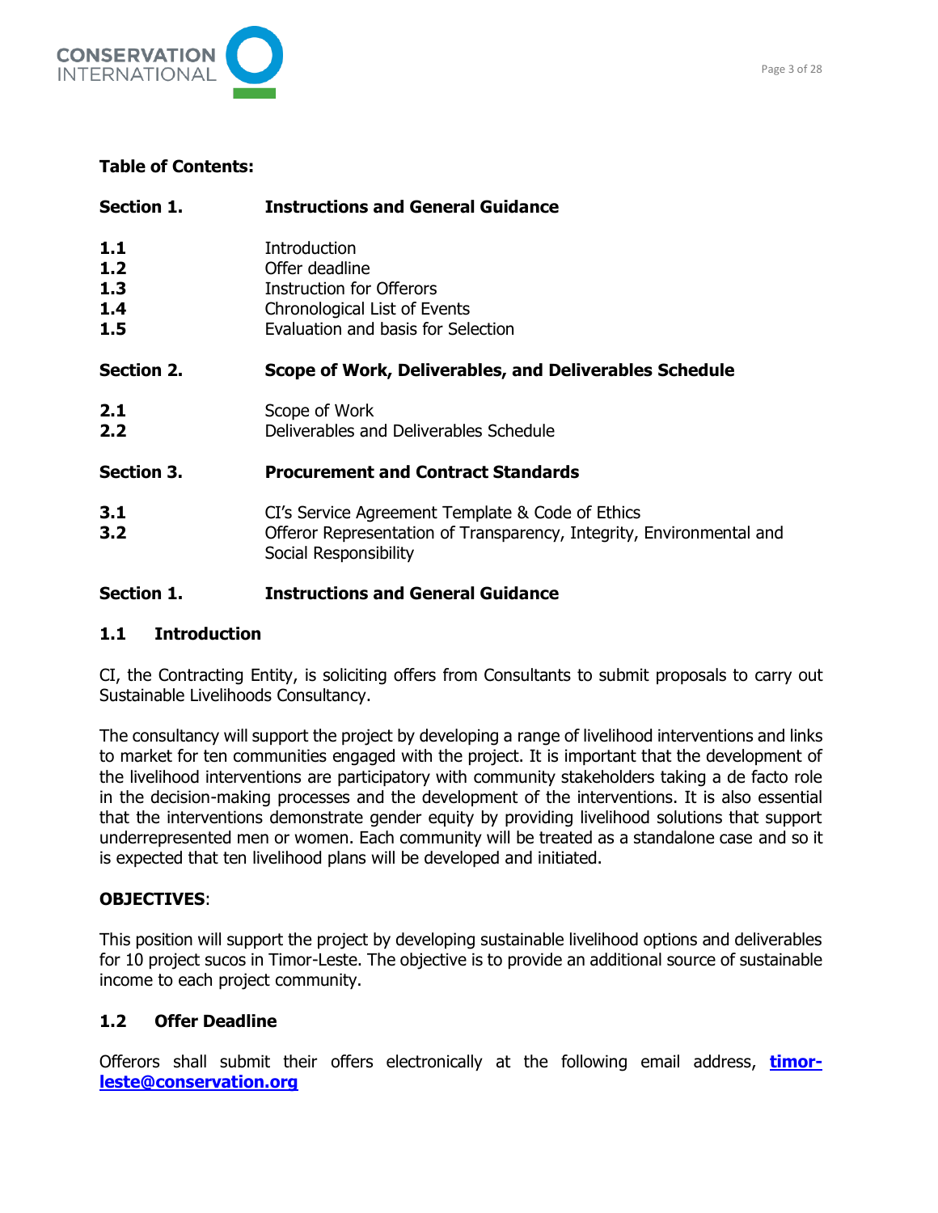**Table of Contents:**

| | |
|---|---|
| **Section 1.** | **Instructions and General Guidance** |
| **1.1** | Introduction |
| **1.2** | Offer deadline |
| **1.3** | Instruction for Offerors |
| **1.4** | Chronological List of Events |
| **1.5** | Evaluation and basis for Selection |
| **Section 2.** | **Scope of Work, Deliverables, and Deliverables Schedule** |
| **2.1** | Scope of Work |
| **2.2** | Deliverables and Deliverables Schedule |
| **Section 3.** | **Procurement and Contract Standards** |
| **3.1** | CI's Service Agreement Template & Code of Ethics |
| **3.2** | Offeror Representation of Transparency, Integrity, Environmental and Social Responsibility |

## Section 1. Instructions and General Guidance

### 1.1 Introduction

CI, the Contracting Entity, is soliciting offers from Consultants to submit proposals to carry out Sustainable Livelihoods Consultancy.

The consultancy will support the project by developing a range of livelihood interventions and links to market for ten communities engaged with the project. It is important that the development of the livelihood interventions are participatory with community stakeholders taking a de facto role in the decision-making processes and the development of the interventions. It is also essential that the interventions demonstrate gender equity by providing livelihood solutions that support underrepresented men or women. Each community will be treated as a standalone case and so it is expected that ten livelihood plans will be developed and initiated.

**OBJECTIVES**:

This position will support the project by developing sustainable livelihood options and deliverables for 10 project sucos in Timor-Leste. The objective is to provide an additional source of sustainable income to each project community.

### 1.2 Offer Deadline

Offerors shall submit their offers electronically at the following email address, **timor-leste@conservation.org**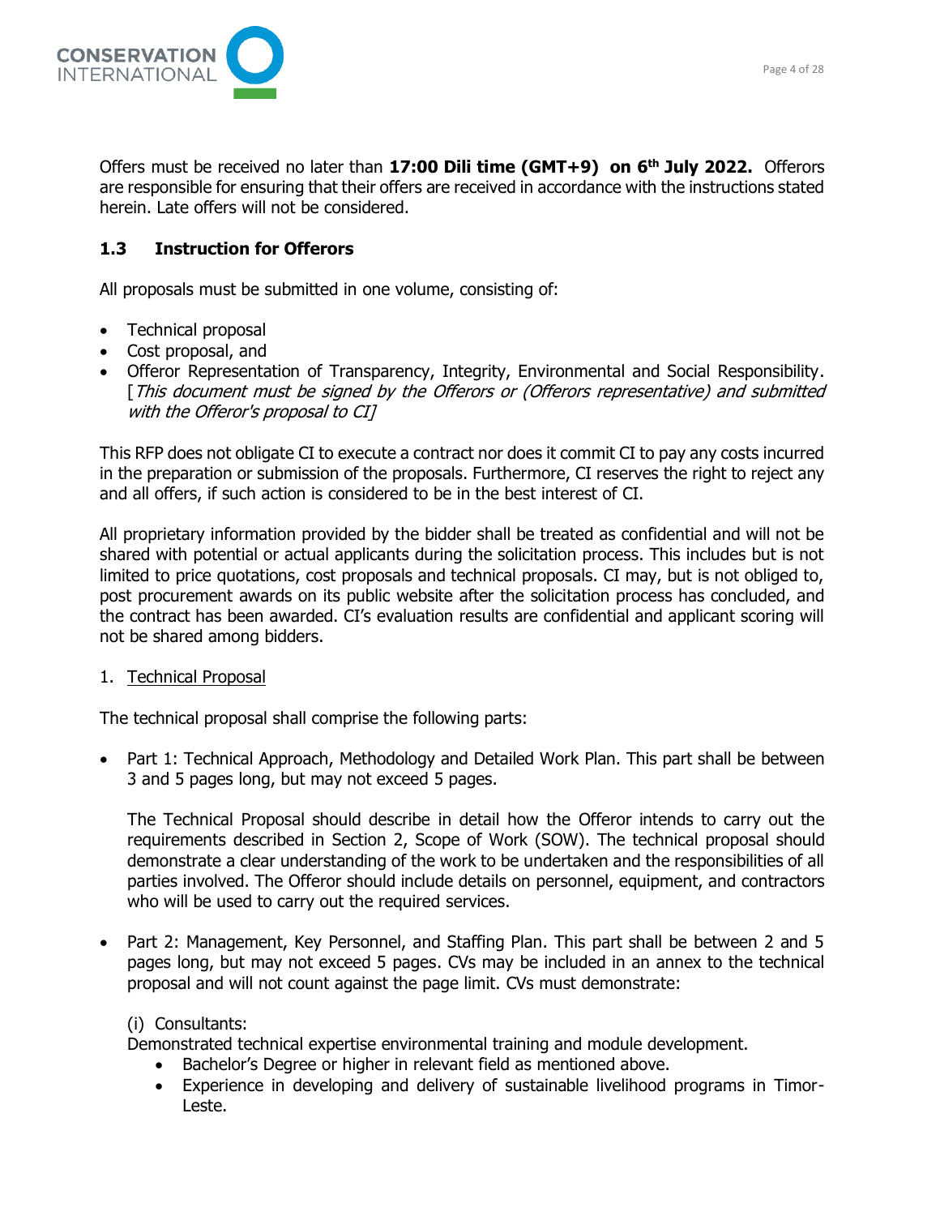Offers must be received no later than **17:00 Dili time (GMT+9) on 6th July 2022.** Offerors are responsible for ensuring that their offers are received in accordance with the instructions stated herein. Late offers will not be considered.

### 1.3 Instruction for Offerors

All proposals must be submitted in one volume, consisting of:

- Technical proposal
- Cost proposal, and
- Offeror Representation of Transparency, Integrity, Environmental and Social Responsibility. [*This document must be signed by the Offerors or (Offerors representative) and submitted with the Offeror's proposal to CI]*

This RFP does not obligate CI to execute a contract nor does it commit CI to pay any costs incurred in the preparation or submission of the proposals. Furthermore, CI reserves the right to reject any and all offers, if such action is considered to be in the best interest of CI.

All proprietary information provided by the bidder shall be treated as confidential and will not be shared with potential or actual applicants during the solicitation process. This includes but is not limited to price quotations, cost proposals and technical proposals. CI may, but is not obliged to, post procurement awards on its public website after the solicitation process has concluded, and the contract has been awarded. CI's evaluation results are confidential and applicant scoring will not be shared among bidders.

1. Technical Proposal

The technical proposal shall comprise the following parts:

- Part 1: Technical Approach, Methodology and Detailed Work Plan. This part shall be between 3 and 5 pages long, but may not exceed 5 pages.

  The Technical Proposal should describe in detail how the Offeror intends to carry out the requirements described in Section 2, Scope of Work (SOW). The technical proposal should demonstrate a clear understanding of the work to be undertaken and the responsibilities of all parties involved. The Offeror should include details on personnel, equipment, and contractors who will be used to carry out the required services.

- Part 2: Management, Key Personnel, and Staffing Plan. This part shall be between 2 and 5 pages long, but may not exceed 5 pages. CVs may be included in an annex to the technical proposal and will not count against the page limit. CVs must demonstrate:

  (i) Consultants:
  Demonstrated technical expertise environmental training and module development.
  - Bachelor's Degree or higher in relevant field as mentioned above.
  - Experience in developing and delivery of sustainable livelihood programs in Timor-Leste.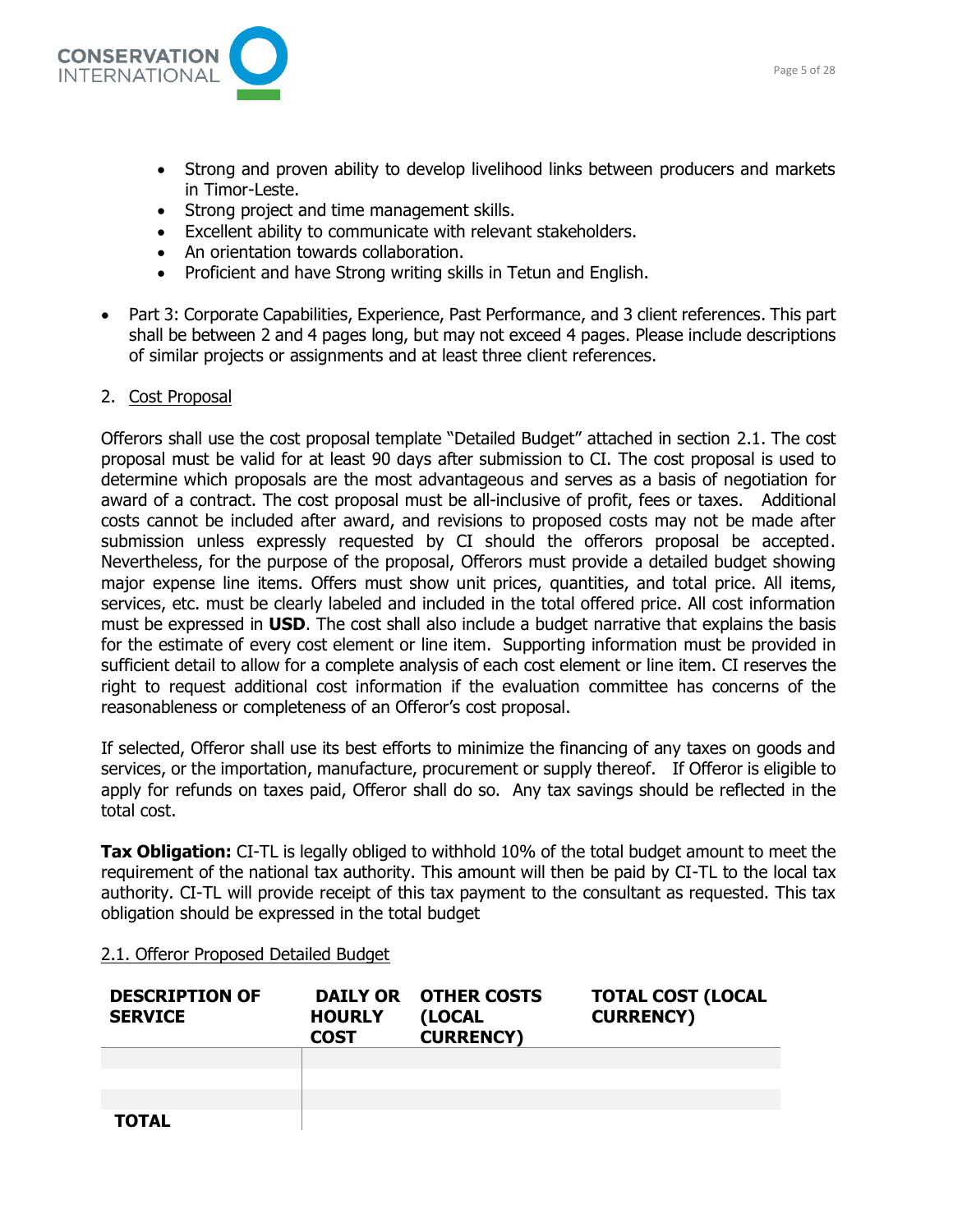- Strong and proven ability to develop livelihood links between producers and markets in Timor-Leste.
- Strong project and time management skills.
- Excellent ability to communicate with relevant stakeholders.
- An orientation towards collaboration.
- Proficient and have Strong writing skills in Tetun and English.

- Part 3: Corporate Capabilities, Experience, Past Performance, and 3 client references. This part shall be between 2 and 4 pages long, but may not exceed 4 pages. Please include descriptions of similar projects or assignments and at least three client references.

2. Cost Proposal

Offerors shall use the cost proposal template "Detailed Budget" attached in section 2.1. The cost proposal must be valid for at least 90 days after submission to CI. The cost proposal is used to determine which proposals are the most advantageous and serves as a basis of negotiation for award of a contract. The cost proposal must be all-inclusive of profit, fees or taxes. Additional costs cannot be included after award, and revisions to proposed costs may not be made after submission unless expressly requested by CI should the offerors proposal be accepted. Nevertheless, for the purpose of the proposal, Offerors must provide a detailed budget showing major expense line items. Offers must show unit prices, quantities, and total price. All items, services, etc. must be clearly labeled and included in the total offered price. All cost information must be expressed in **USD**. The cost shall also include a budget narrative that explains the basis for the estimate of every cost element or line item. Supporting information must be provided in sufficient detail to allow for a complete analysis of each cost element or line item. CI reserves the right to request additional cost information if the evaluation committee has concerns of the reasonableness or completeness of an Offeror's cost proposal.

If selected, Offeror shall use its best efforts to minimize the financing of any taxes on goods and services, or the importation, manufacture, procurement or supply thereof. If Offeror is eligible to apply for refunds on taxes paid, Offeror shall do so. Any tax savings should be reflected in the total cost.

**Tax Obligation:** CI-TL is legally obliged to withhold 10% of the total budget amount to meet the requirement of the national tax authority. This amount will then be paid by CI-TL to the local tax authority. CI-TL will provide receipt of this tax payment to the consultant as requested. This tax obligation should be expressed in the total budget

2.1. Offeror Proposed Detailed Budget

| DESCRIPTION OF SERVICE | DAILY OR HOURLY COST | OTHER COSTS (LOCAL CURRENCY) | TOTAL COST (LOCAL CURRENCY) |
|---|---|---|---|
| | | | |
| | | | |
| | | | |
| **TOTAL** | | | |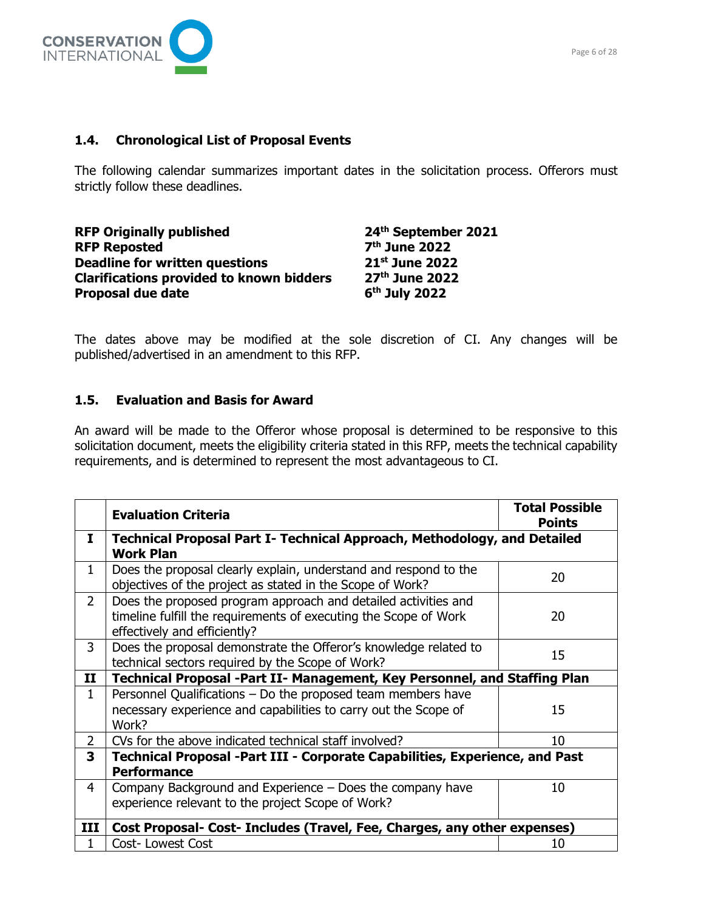### 1.4. Chronological List of Proposal Events

The following calendar summarizes important dates in the solicitation process. Offerors must strictly follow these deadlines.

| | |
|---|---|
| **RFP Originally published** | **24th September 2021** |
| **RFP Reposted** | **7th June 2022** |
| **Deadline for written questions** | **21st June 2022** |
| **Clarifications provided to known bidders** | **27th June 2022** |
| **Proposal due date** | **6th July 2022** |

The dates above may be modified at the sole discretion of CI. Any changes will be published/advertised in an amendment to this RFP.

### 1.5. Evaluation and Basis for Award

An award will be made to the Offeror whose proposal is determined to be responsive to this solicitation document, meets the eligibility criteria stated in this RFP, meets the technical capability requirements, and is determined to represent the most advantageous to CI.

| | **Evaluation Criteria** | **Total Possible Points** |
|---|---|---|
| **I** | **Technical Proposal Part I- Technical Approach, Methodology, and Detailed Work Plan** | |
| 1 | Does the proposal clearly explain, understand and respond to the objectives of the project as stated in the Scope of Work? | 20 |
| 2 | Does the proposed program approach and detailed activities and timeline fulfill the requirements of executing the Scope of Work effectively and efficiently? | 20 |
| 3 | Does the proposal demonstrate the Offeror's knowledge related to technical sectors required by the Scope of Work? | 15 |
| **II** | **Technical Proposal -Part II- Management, Key Personnel, and Staffing Plan** | |
| 1 | Personnel Qualifications – Do the proposed team members have necessary experience and capabilities to carry out the Scope of Work? | 15 |
| 2 | CVs for the above indicated technical staff involved? | 10 |
| **3** | **Technical Proposal -Part III - Corporate Capabilities, Experience, and Past Performance** | |
| 4 | Company Background and Experience – Does the company have experience relevant to the project Scope of Work? | 10 |
| **III** | **Cost Proposal- Cost- Includes (Travel, Fee, Charges, any other expenses)** | |
| 1 | Cost- Lowest Cost | 10 |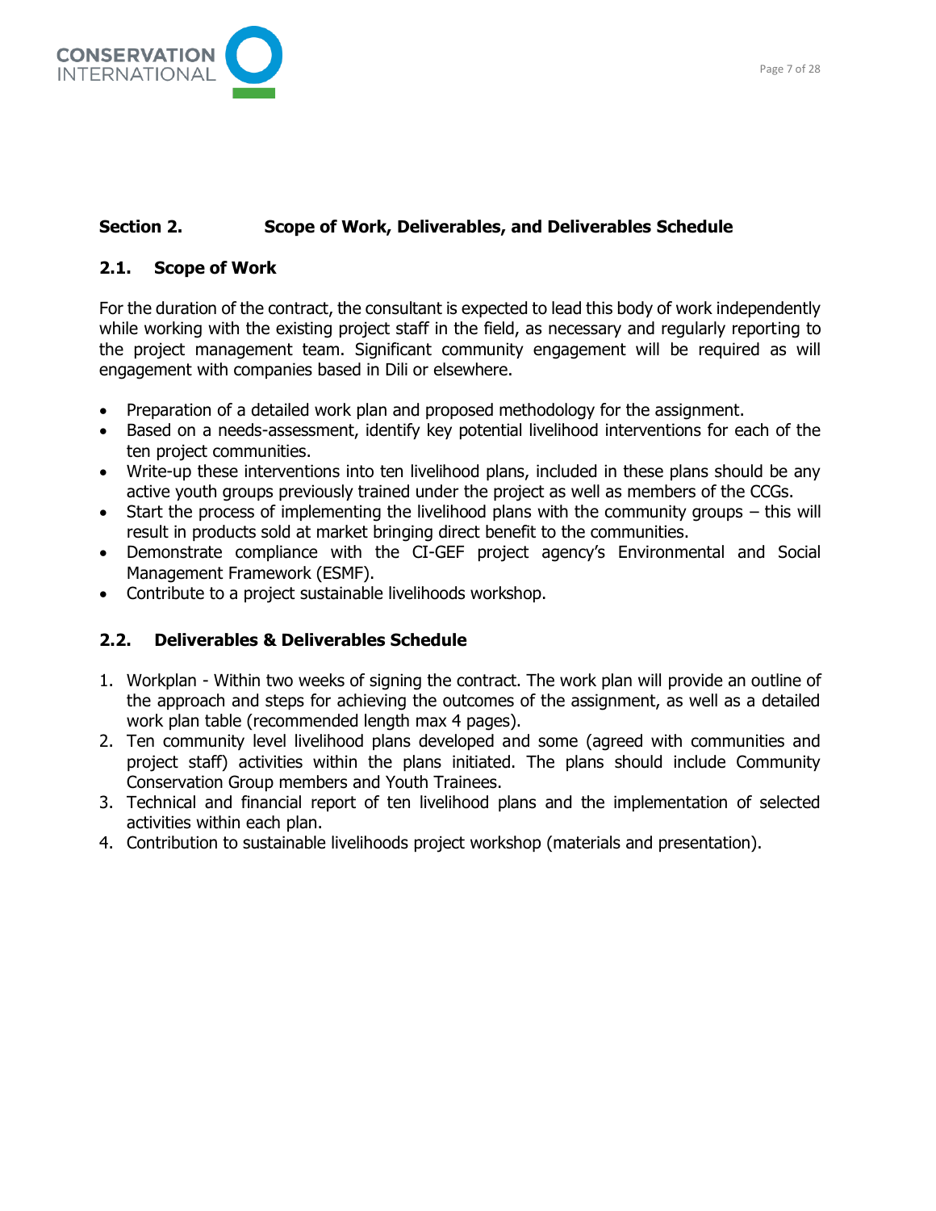## Section 2. Scope of Work, Deliverables, and Deliverables Schedule

### 2.1. Scope of Work

For the duration of the contract, the consultant is expected to lead this body of work independently while working with the existing project staff in the field, as necessary and regularly reporting to the project management team. Significant community engagement will be required as will engagement with companies based in Dili or elsewhere.

- Preparation of a detailed work plan and proposed methodology for the assignment.
- Based on a needs-assessment, identify key potential livelihood interventions for each of the ten project communities.
- Write-up these interventions into ten livelihood plans, included in these plans should be any active youth groups previously trained under the project as well as members of the CCGs.
- Start the process of implementing the livelihood plans with the community groups – this will result in products sold at market bringing direct benefit to the communities.
- Demonstrate compliance with the CI-GEF project agency's Environmental and Social Management Framework (ESMF).
- Contribute to a project sustainable livelihoods workshop.

### 2.2. Deliverables & Deliverables Schedule

1. Workplan - Within two weeks of signing the contract. The work plan will provide an outline of the approach and steps for achieving the outcomes of the assignment, as well as a detailed work plan table (recommended length max 4 pages).
2. Ten community level livelihood plans developed and some (agreed with communities and project staff) activities within the plans initiated. The plans should include Community Conservation Group members and Youth Trainees.
3. Technical and financial report of ten livelihood plans and the implementation of selected activities within each plan.
4. Contribution to sustainable livelihoods project workshop (materials and presentation).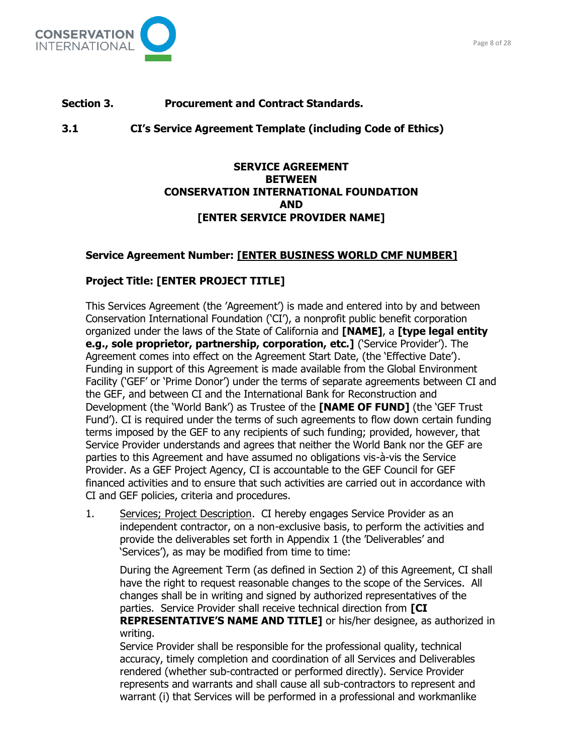## Section 3. Procurement and Contract Standards.

### 3.1 CI's Service Agreement Template (including Code of Ethics)

**SERVICE AGREEMENT**
**BETWEEN**
**CONSERVATION INTERNATIONAL FOUNDATION**
**AND**
**[ENTER SERVICE PROVIDER NAME]**

**Service Agreement Number: [ENTER BUSINESS WORLD CMF NUMBER]**

**Project Title: [ENTER PROJECT TITLE]**

This Services Agreement (the 'Agreement') is made and entered into by and between Conservation International Foundation ('CI'), a nonprofit public benefit corporation organized under the laws of the State of California and **[NAME]**, a **[type legal entity e.g., sole proprietor, partnership, corporation, etc.]** ('Service Provider'). The Agreement comes into effect on the Agreement Start Date, (the 'Effective Date'). Funding in support of this Agreement is made available from the Global Environment Facility ('GEF' or 'Prime Donor') under the terms of separate agreements between CI and the GEF, and between CI and the International Bank for Reconstruction and Development (the 'World Bank') as Trustee of the **[NAME OF FUND]** (the 'GEF Trust Fund'). CI is required under the terms of such agreements to flow down certain funding terms imposed by the GEF to any recipients of such funding; provided, however, that Service Provider understands and agrees that neither the World Bank nor the GEF are parties to this Agreement and have assumed no obligations vis-à-vis the Service Provider. As a GEF Project Agency, CI is accountable to the GEF Council for GEF financed activities and to ensure that such activities are carried out in accordance with CI and GEF policies, criteria and procedures.

1. Services; Project Description. CI hereby engages Service Provider as an independent contractor, on a non-exclusive basis, to perform the activities and provide the deliverables set forth in Appendix 1 (the 'Deliverables' and 'Services'), as may be modified from time to time:

   During the Agreement Term (as defined in Section 2) of this Agreement, CI shall have the right to request reasonable changes to the scope of the Services. All changes shall be in writing and signed by authorized representatives of the parties. Service Provider shall receive technical direction from **[CI REPRESENTATIVE'S NAME AND TITLE]** or his/her designee, as authorized in writing.

   Service Provider shall be responsible for the professional quality, technical accuracy, timely completion and coordination of all Services and Deliverables rendered (whether sub-contracted or performed directly). Service Provider represents and warrants and shall cause all sub-contractors to represent and warrant (i) that Services will be performed in a professional and workmanlike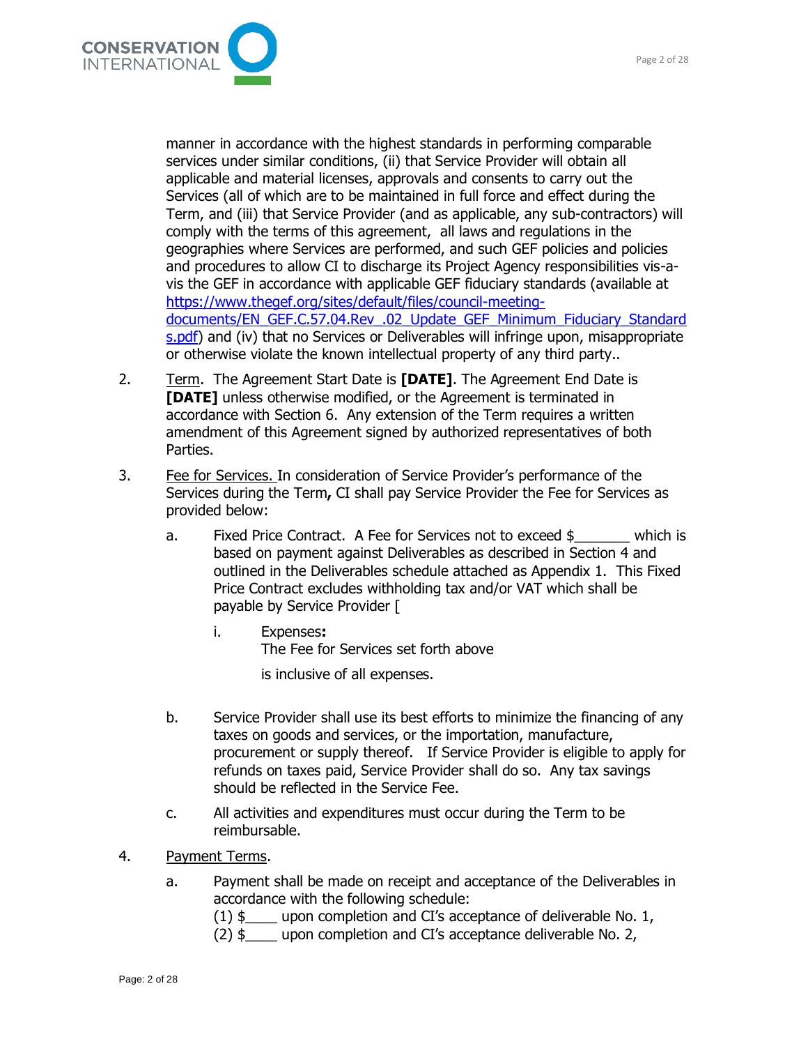manner in accordance with the highest standards in performing comparable services under similar conditions, (ii) that Service Provider will obtain all applicable and material licenses, approvals and consents to carry out the Services (all of which are to be maintained in full force and effect during the Term, and (iii) that Service Provider (and as applicable, any sub-contractors) will comply with the terms of this agreement, all laws and regulations in the geographies where Services are performed, and such GEF policies and policies and procedures to allow CI to discharge its Project Agency responsibilities vis-a-vis the GEF in accordance with applicable GEF fiduciary standards (available at [https://www.thegef.org/sites/default/files/council-meeting-documents/EN_GEF.C.57.04.Rev_.02_Update_GEF_Minimum_Fiduciary_Standards.pdf](https://www.thegef.org/sites/default/files/council-meeting-documents/EN_GEF.C.57.04.Rev_.02_Update_GEF_Minimum_Fiduciary_Standards.pdf)) and (iv) that no Services or Deliverables will infringe upon, misappropriate or otherwise violate the known intellectual property of any third party..

2. Term. The Agreement Start Date is **[DATE]**. The Agreement End Date is **[DATE]** unless otherwise modified, or the Agreement is terminated in accordance with Section 6. Any extension of the Term requires a written amendment of this Agreement signed by authorized representatives of both Parties.

3. Fee for Services. In consideration of Service Provider's performance of the Services during the Term**,** CI shall pay Service Provider the Fee for Services as provided below:

   a. Fixed Price Contract. A Fee for Services not to exceed $_______ which is based on payment against Deliverables as described in Section 4 and outlined in the Deliverables schedule attached as Appendix 1. This Fixed Price Contract excludes withholding tax and/or VAT which shall be payable by Service Provider [

      i. Expenses**:**
      The Fee for Services set forth above

      is inclusive of all expenses.

   b. Service Provider shall use its best efforts to minimize the financing of any taxes on goods and services, or the importation, manufacture, procurement or supply thereof. If Service Provider is eligible to apply for refunds on taxes paid, Service Provider shall do so. Any tax savings should be reflected in the Service Fee.

   c. All activities and expenditures must occur during the Term to be reimbursable.

4. Payment Terms.

   a. Payment shall be made on receipt and acceptance of the Deliverables in accordance with the following schedule:
      (1) $____ upon completion and CI's acceptance of deliverable No. 1,
      (2) $____ upon completion and CI's acceptance deliverable No. 2,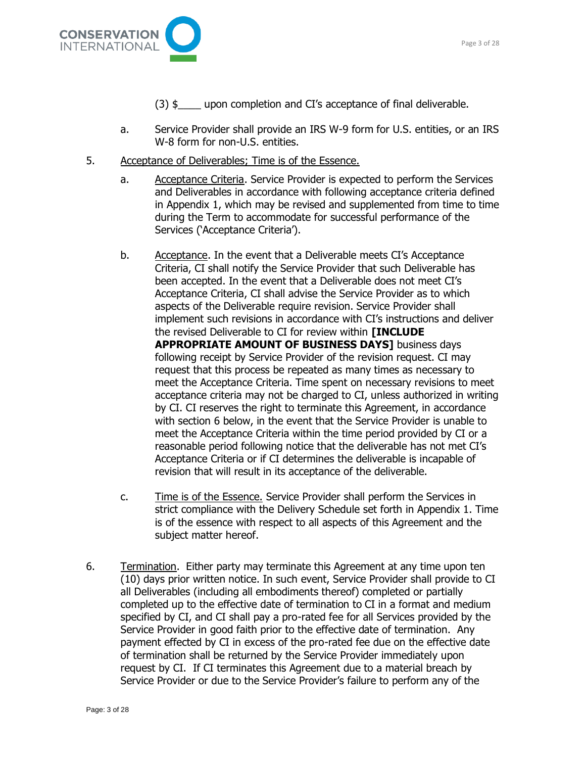(3) $____ upon completion and CI's acceptance of final deliverable.

a. Service Provider shall provide an IRS W-9 form for U.S. entities, or an IRS W-8 form for non-U.S. entities.

5. Acceptance of Deliverables; Time is of the Essence.

   a. Acceptance Criteria. Service Provider is expected to perform the Services and Deliverables in accordance with following acceptance criteria defined in Appendix 1, which may be revised and supplemented from time to time during the Term to accommodate for successful performance of the Services ('Acceptance Criteria').

   b. Acceptance. In the event that a Deliverable meets CI's Acceptance Criteria, CI shall notify the Service Provider that such Deliverable has been accepted. In the event that a Deliverable does not meet CI's Acceptance Criteria, CI shall advise the Service Provider as to which aspects of the Deliverable require revision. Service Provider shall implement such revisions in accordance with CI's instructions and deliver the revised Deliverable to CI for review within **[INCLUDE APPROPRIATE AMOUNT OF BUSINESS DAYS]** business days following receipt by Service Provider of the revision request. CI may request that this process be repeated as many times as necessary to meet the Acceptance Criteria. Time spent on necessary revisions to meet acceptance criteria may not be charged to CI, unless authorized in writing by CI. CI reserves the right to terminate this Agreement, in accordance with section 6 below, in the event that the Service Provider is unable to meet the Acceptance Criteria within the time period provided by CI or a reasonable period following notice that the deliverable has not met CI's Acceptance Criteria or if CI determines the deliverable is incapable of revision that will result in its acceptance of the deliverable.

   c. Time is of the Essence. Service Provider shall perform the Services in strict compliance with the Delivery Schedule set forth in Appendix 1. Time is of the essence with respect to all aspects of this Agreement and the subject matter hereof.

6. Termination. Either party may terminate this Agreement at any time upon ten (10) days prior written notice. In such event, Service Provider shall provide to CI all Deliverables (including all embodiments thereof) completed or partially completed up to the effective date of termination to CI in a format and medium specified by CI, and CI shall pay a pro-rated fee for all Services provided by the Service Provider in good faith prior to the effective date of termination. Any payment effected by CI in excess of the pro-rated fee due on the effective date of termination shall be returned by the Service Provider immediately upon request by CI. If CI terminates this Agreement due to a material breach by Service Provider or due to the Service Provider's failure to perform any of the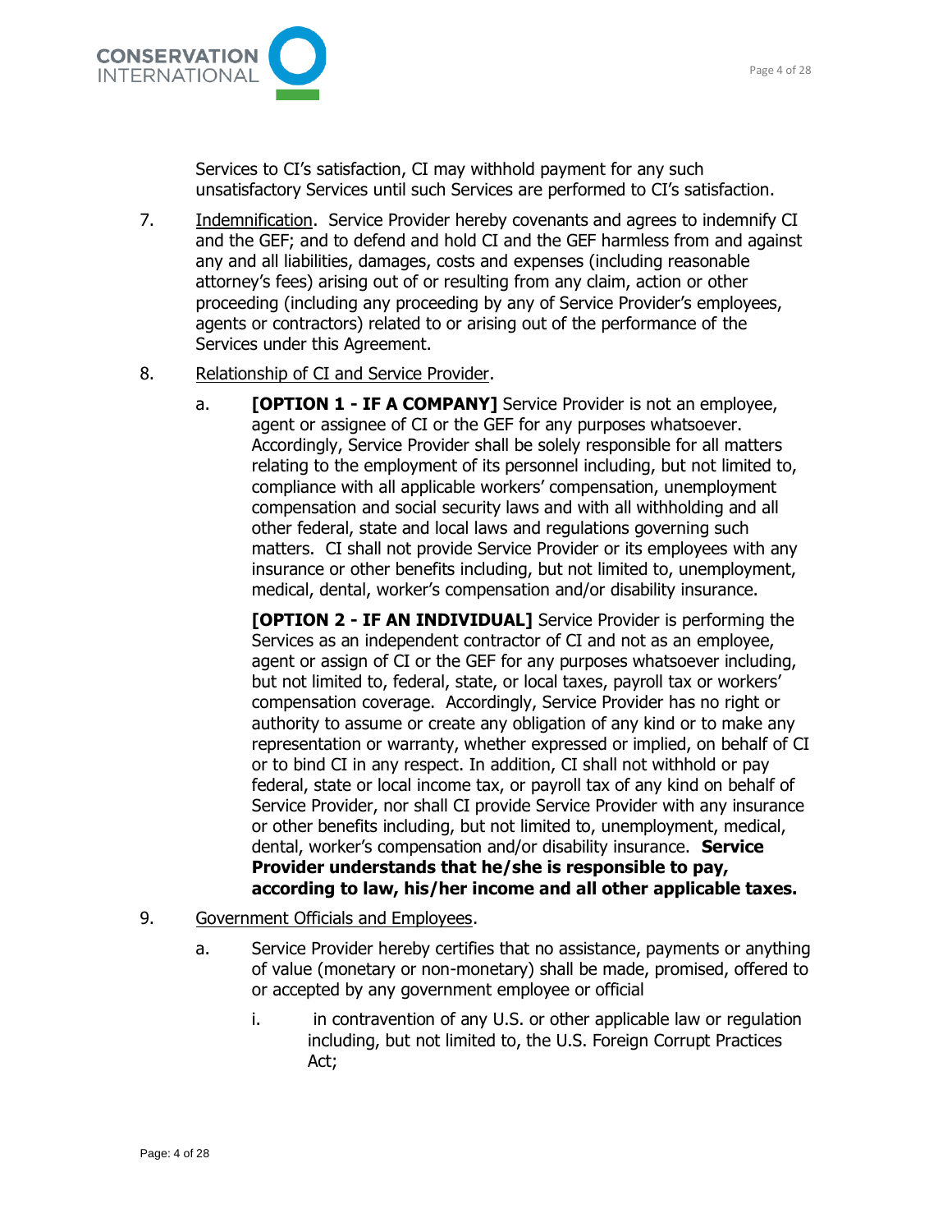Services to CI's satisfaction, CI may withhold payment for any such unsatisfactory Services until such Services are performed to CI's satisfaction.

7. Indemnification. Service Provider hereby covenants and agrees to indemnify CI and the GEF; and to defend and hold CI and the GEF harmless from and against any and all liabilities, damages, costs and expenses (including reasonable attorney's fees) arising out of or resulting from any claim, action or other proceeding (including any proceeding by any of Service Provider's employees, agents or contractors) related to or arising out of the performance of the Services under this Agreement.

8. Relationship of CI and Service Provider.

   a. **[OPTION 1 - IF A COMPANY]** Service Provider is not an employee, agent or assignee of CI or the GEF for any purposes whatsoever. Accordingly, Service Provider shall be solely responsible for all matters relating to the employment of its personnel including, but not limited to, compliance with all applicable workers' compensation, unemployment compensation and social security laws and with all withholding and all other federal, state and local laws and regulations governing such matters. CI shall not provide Service Provider or its employees with any insurance or other benefits including, but not limited to, unemployment, medical, dental, worker's compensation and/or disability insurance.

      **[OPTION 2 - IF AN INDIVIDUAL]** Service Provider is performing the Services as an independent contractor of CI and not as an employee, agent or assign of CI or the GEF for any purposes whatsoever including, but not limited to, federal, state, or local taxes, payroll tax or workers' compensation coverage. Accordingly, Service Provider has no right or authority to assume or create any obligation of any kind or to make any representation or warranty, whether expressed or implied, on behalf of CI or to bind CI in any respect. In addition, CI shall not withhold or pay federal, state or local income tax, or payroll tax of any kind on behalf of Service Provider, nor shall CI provide Service Provider with any insurance or other benefits including, but not limited to, unemployment, medical, dental, worker's compensation and/or disability insurance. **Service Provider understands that he/she is responsible to pay, according to law, his/her income and all other applicable taxes.**

9. Government Officials and Employees.

   a. Service Provider hereby certifies that no assistance, payments or anything of value (monetary or non-monetary) shall be made, promised, offered to or accepted by any government employee or official

      i. in contravention of any U.S. or other applicable law or regulation including, but not limited to, the U.S. Foreign Corrupt Practices Act;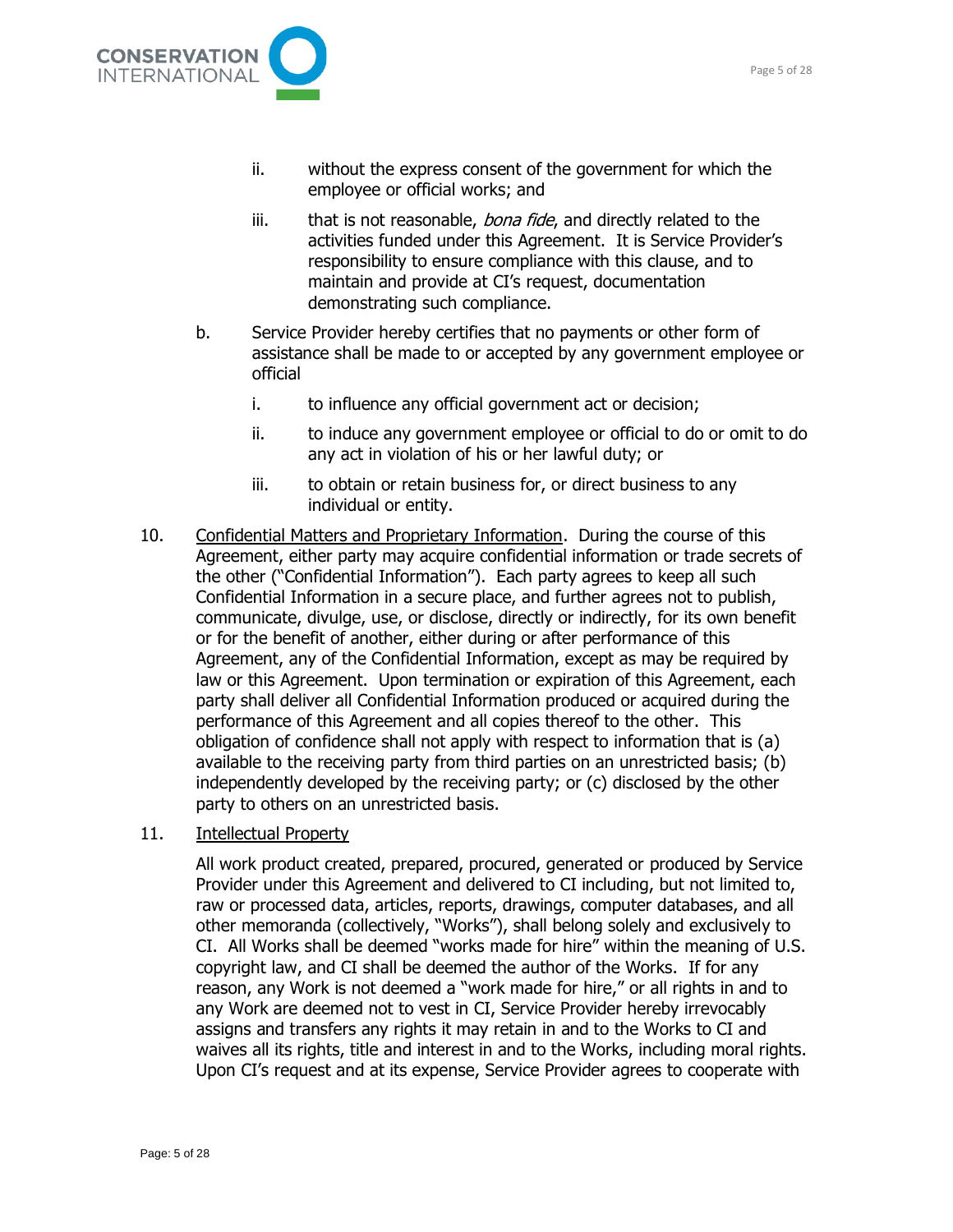ii. without the express consent of the government for which the employee or official works; and

iii. that is not reasonable, *bona fide*, and directly related to the activities funded under this Agreement. It is Service Provider's responsibility to ensure compliance with this clause, and to maintain and provide at CI's request, documentation demonstrating such compliance.

b. Service Provider hereby certifies that no payments or other form of assistance shall be made to or accepted by any government employee or official

   i. to influence any official government act or decision;

   ii. to induce any government employee or official to do or omit to do any act in violation of his or her lawful duty; or

   iii. to obtain or retain business for, or direct business to any individual or entity.

10. Confidential Matters and Proprietary Information. During the course of this Agreement, either party may acquire confidential information or trade secrets of the other ("Confidential Information"). Each party agrees to keep all such Confidential Information in a secure place, and further agrees not to publish, communicate, divulge, use, or disclose, directly or indirectly, for its own benefit or for the benefit of another, either during or after performance of this Agreement, any of the Confidential Information, except as may be required by law or this Agreement. Upon termination or expiration of this Agreement, each party shall deliver all Confidential Information produced or acquired during the performance of this Agreement and all copies thereof to the other. This obligation of confidence shall not apply with respect to information that is (a) available to the receiving party from third parties on an unrestricted basis; (b) independently developed by the receiving party; or (c) disclosed by the other party to others on an unrestricted basis.

11. Intellectual Property

All work product created, prepared, procured, generated or produced by Service Provider under this Agreement and delivered to CI including, but not limited to, raw or processed data, articles, reports, drawings, computer databases, and all other memoranda (collectively, "Works"), shall belong solely and exclusively to CI. All Works shall be deemed "works made for hire" within the meaning of U.S. copyright law, and CI shall be deemed the author of the Works. If for any reason, any Work is not deemed a "work made for hire," or all rights in and to any Work are deemed not to vest in CI, Service Provider hereby irrevocably assigns and transfers any rights it may retain in and to the Works to CI and waives all its rights, title and interest in and to the Works, including moral rights. Upon CI's request and at its expense, Service Provider agrees to cooperate with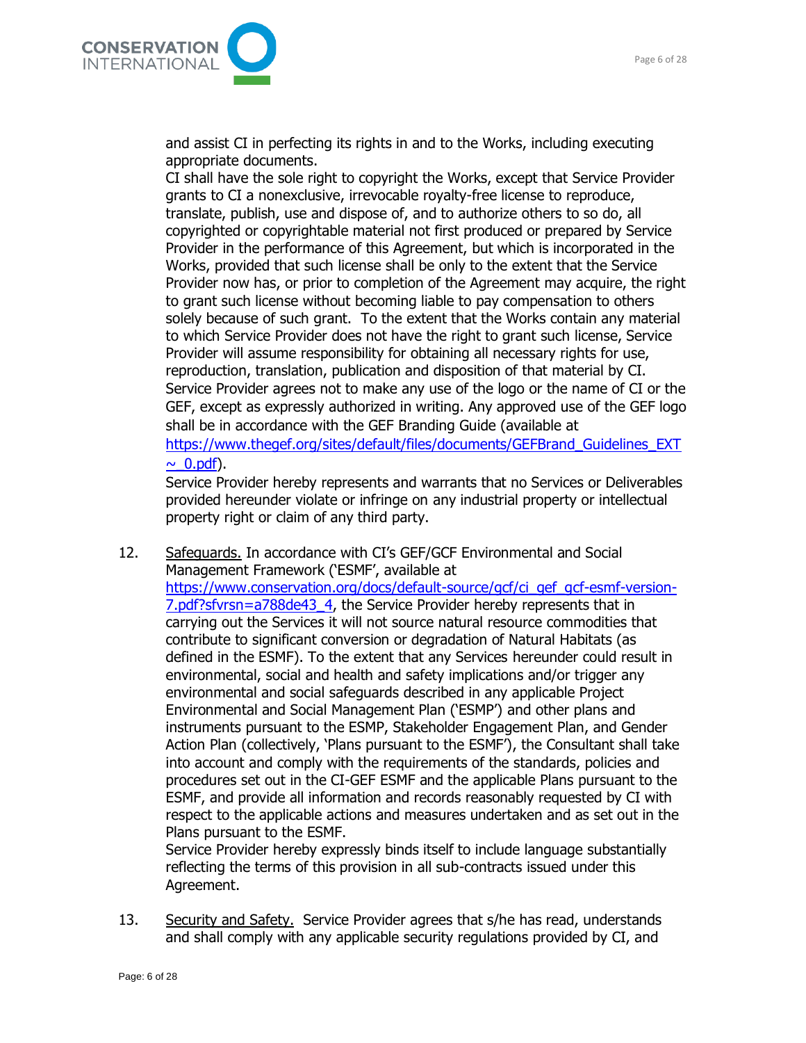and assist CI in perfecting its rights in and to the Works, including executing appropriate documents.

CI shall have the sole right to copyright the Works, except that Service Provider grants to CI a nonexclusive, irrevocable royalty-free license to reproduce, translate, publish, use and dispose of, and to authorize others to so do, all copyrighted or copyrightable material not first produced or prepared by Service Provider in the performance of this Agreement, but which is incorporated in the Works, provided that such license shall be only to the extent that the Service Provider now has, or prior to completion of the Agreement may acquire, the right to grant such license without becoming liable to pay compensation to others solely because of such grant. To the extent that the Works contain any material to which Service Provider does not have the right to grant such license, Service Provider will assume responsibility for obtaining all necessary rights for use, reproduction, translation, publication and disposition of that material by CI.

Service Provider agrees not to make any use of the logo or the name of CI or the GEF, except as expressly authorized in writing. Any approved use of the GEF logo shall be in accordance with the GEF Branding Guide (available at https://www.thegef.org/sites/default/files/documents/GEFBrand_Guidelines_EXT~_0.pdf).

Service Provider hereby represents and warrants that no Services or Deliverables provided hereunder violate or infringe on any industrial property or intellectual property right or claim of any third party.

12. Safeguards. In accordance with CI's GEF/GCF Environmental and Social Management Framework ('ESMF', available at https://www.conservation.org/docs/default-source/gcf/ci_gef_gcf-esmf-version-7.pdf?sfvrsn=a788de43_4, the Service Provider hereby represents that in carrying out the Services it will not source natural resource commodities that contribute to significant conversion or degradation of Natural Habitats (as defined in the ESMF). To the extent that any Services hereunder could result in environmental, social and health and safety implications and/or trigger any environmental and social safeguards described in any applicable Project Environmental and Social Management Plan ('ESMP') and other plans and instruments pursuant to the ESMP, Stakeholder Engagement Plan, and Gender Action Plan (collectively, 'Plans pursuant to the ESMF'), the Consultant shall take into account and comply with the requirements of the standards, policies and procedures set out in the CI-GEF ESMF and the applicable Plans pursuant to the ESMF, and provide all information and records reasonably requested by CI with respect to the applicable actions and measures undertaken and as set out in the Plans pursuant to the ESMF.

    Service Provider hereby expressly binds itself to include language substantially reflecting the terms of this provision in all sub-contracts issued under this Agreement.

13. Security and Safety. Service Provider agrees that s/he has read, understands and shall comply with any applicable security regulations provided by CI, and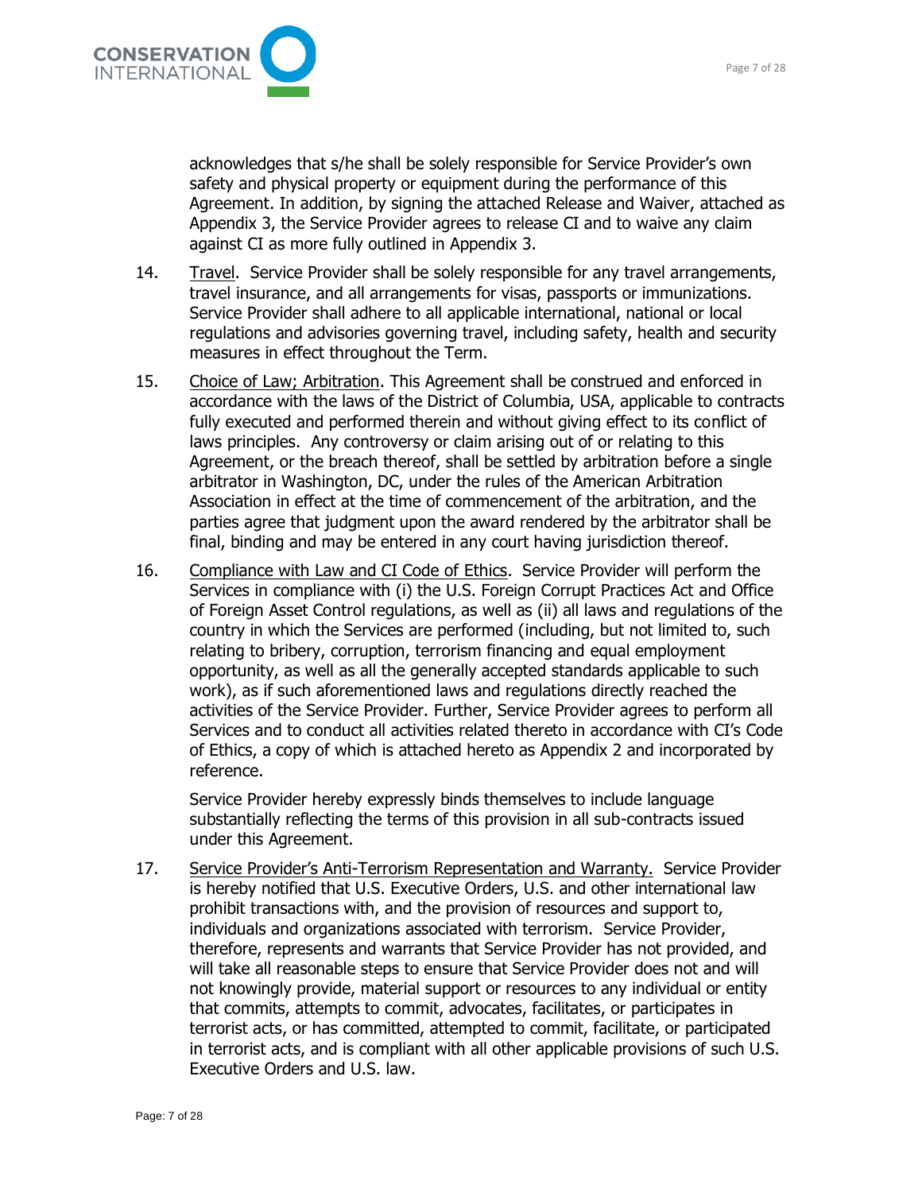acknowledges that s/he shall be solely responsible for Service Provider's own safety and physical property or equipment during the performance of this Agreement. In addition, by signing the attached Release and Waiver, attached as Appendix 3, the Service Provider agrees to release CI and to waive any claim against CI as more fully outlined in Appendix 3.

14. Travel. Service Provider shall be solely responsible for any travel arrangements, travel insurance, and all arrangements for visas, passports or immunizations. Service Provider shall adhere to all applicable international, national or local regulations and advisories governing travel, including safety, health and security measures in effect throughout the Term.

15. Choice of Law; Arbitration. This Agreement shall be construed and enforced in accordance with the laws of the District of Columbia, USA, applicable to contracts fully executed and performed therein and without giving effect to its conflict of laws principles. Any controversy or claim arising out of or relating to this Agreement, or the breach thereof, shall be settled by arbitration before a single arbitrator in Washington, DC, under the rules of the American Arbitration Association in effect at the time of commencement of the arbitration, and the parties agree that judgment upon the award rendered by the arbitrator shall be final, binding and may be entered in any court having jurisdiction thereof.

16. Compliance with Law and CI Code of Ethics. Service Provider will perform the Services in compliance with (i) the U.S. Foreign Corrupt Practices Act and Office of Foreign Asset Control regulations, as well as (ii) all laws and regulations of the country in which the Services are performed (including, but not limited to, such relating to bribery, corruption, terrorism financing and equal employment opportunity, as well as all the generally accepted standards applicable to such work), as if such aforementioned laws and regulations directly reached the activities of the Service Provider. Further, Service Provider agrees to perform all Services and to conduct all activities related thereto in accordance with CI's Code of Ethics, a copy of which is attached hereto as Appendix 2 and incorporated by reference.

    Service Provider hereby expressly binds themselves to include language substantially reflecting the terms of this provision in all sub-contracts issued under this Agreement.

17. Service Provider's Anti-Terrorism Representation and Warranty. Service Provider is hereby notified that U.S. Executive Orders, U.S. and other international law prohibit transactions with, and the provision of resources and support to, individuals and organizations associated with terrorism. Service Provider, therefore, represents and warrants that Service Provider has not provided, and will take all reasonable steps to ensure that Service Provider does not and will not knowingly provide, material support or resources to any individual or entity that commits, attempts to commit, advocates, facilitates, or participates in terrorist acts, or has committed, attempted to commit, facilitate, or participated in terrorist acts, and is compliant with all other applicable provisions of such U.S. Executive Orders and U.S. law.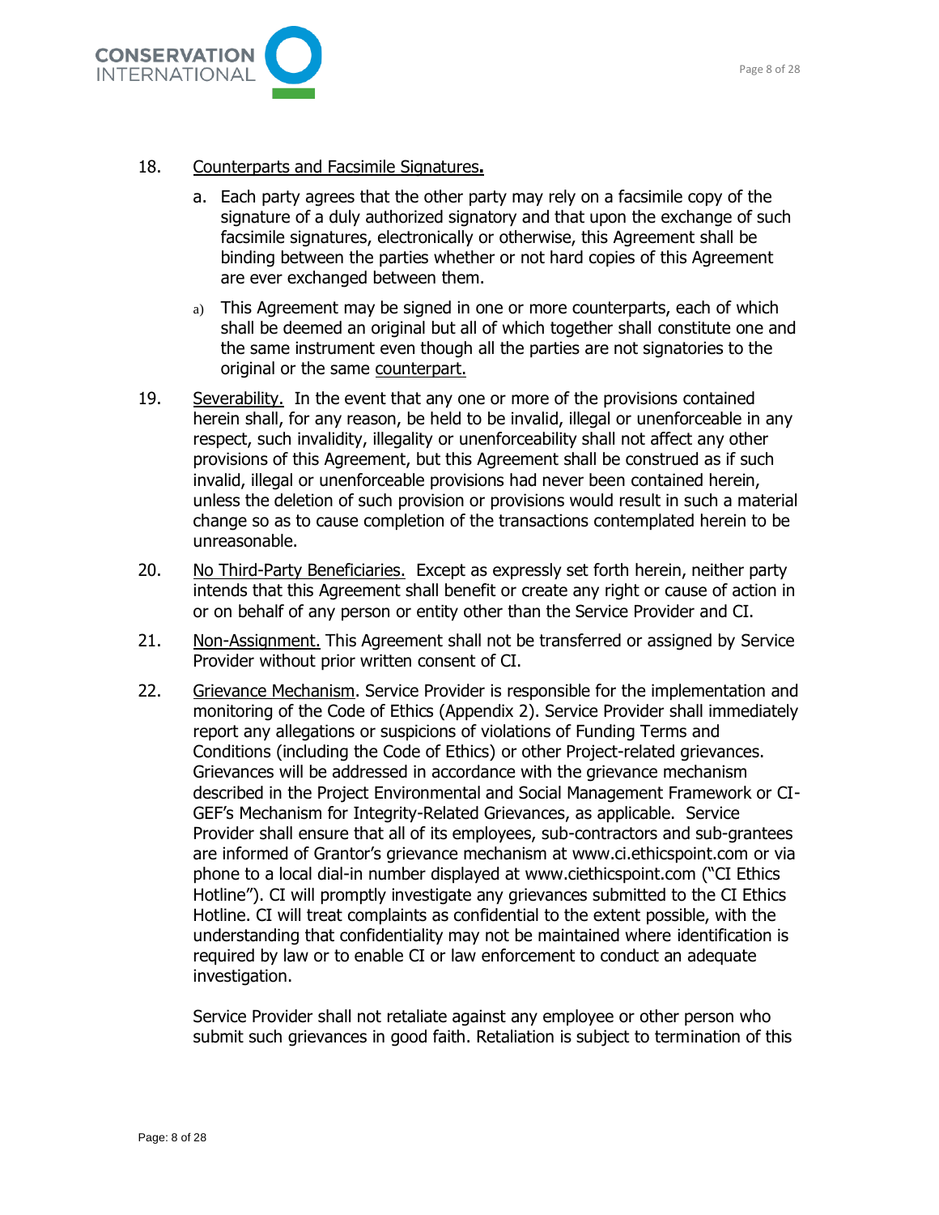18. Counterparts and Facsimile Signatures**.**

    a. Each party agrees that the other party may rely on a facsimile copy of the signature of a duly authorized signatory and that upon the exchange of such facsimile signatures, electronically or otherwise, this Agreement shall be binding between the parties whether or not hard copies of this Agreement are ever exchanged between them.

    a) This Agreement may be signed in one or more counterparts, each of which shall be deemed an original but all of which together shall constitute one and the same instrument even though all the parties are not signatories to the original or the same counterpart.

19. Severability. In the event that any one or more of the provisions contained herein shall, for any reason, be held to be invalid, illegal or unenforceable in any respect, such invalidity, illegality or unenforceability shall not affect any other provisions of this Agreement, but this Agreement shall be construed as if such invalid, illegal or unenforceable provisions had never been contained herein, unless the deletion of such provision or provisions would result in such a material change so as to cause completion of the transactions contemplated herein to be unreasonable.

20. No Third-Party Beneficiaries. Except as expressly set forth herein, neither party intends that this Agreement shall benefit or create any right or cause of action in or on behalf of any person or entity other than the Service Provider and CI.

21. Non-Assignment. This Agreement shall not be transferred or assigned by Service Provider without prior written consent of CI.

22. Grievance Mechanism. Service Provider is responsible for the implementation and monitoring of the Code of Ethics (Appendix 2). Service Provider shall immediately report any allegations or suspicions of violations of Funding Terms and Conditions (including the Code of Ethics) or other Project-related grievances. Grievances will be addressed in accordance with the grievance mechanism described in the Project Environmental and Social Management Framework or CI-GEF's Mechanism for Integrity-Related Grievances, as applicable. Service Provider shall ensure that all of its employees, sub-contractors and sub-grantees are informed of Grantor's grievance mechanism at www.ci.ethicspoint.com or via phone to a local dial-in number displayed at www.ciethicspoint.com ("CI Ethics Hotline"). CI will promptly investigate any grievances submitted to the CI Ethics Hotline. CI will treat complaints as confidential to the extent possible, with the understanding that confidentiality may not be maintained where identification is required by law or to enable CI or law enforcement to conduct an adequate investigation.

    Service Provider shall not retaliate against any employee or other person who submit such grievances in good faith. Retaliation is subject to termination of this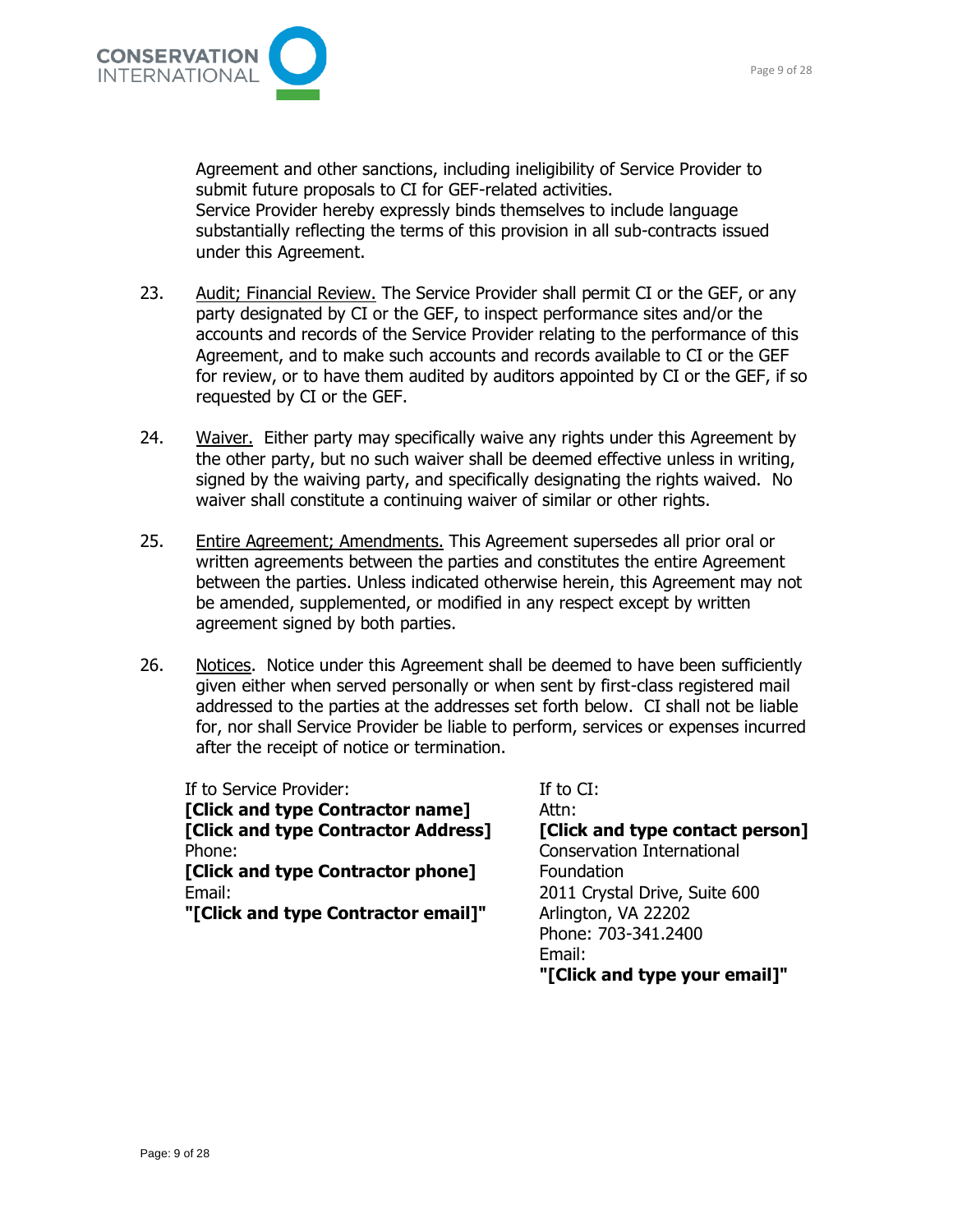Agreement and other sanctions, including ineligibility of Service Provider to submit future proposals to CI for GEF-related activities.
Service Provider hereby expressly binds themselves to include language substantially reflecting the terms of this provision in all sub-contracts issued under this Agreement.

23. Audit; Financial Review. The Service Provider shall permit CI or the GEF, or any party designated by CI or the GEF, to inspect performance sites and/or the accounts and records of the Service Provider relating to the performance of this Agreement, and to make such accounts and records available to CI or the GEF for review, or to have them audited by auditors appointed by CI or the GEF, if so requested by CI or the GEF.

24. Waiver. Either party may specifically waive any rights under this Agreement by the other party, but no such waiver shall be deemed effective unless in writing, signed by the waiving party, and specifically designating the rights waived. No waiver shall constitute a continuing waiver of similar or other rights.

25. Entire Agreement; Amendments. This Agreement supersedes all prior oral or written agreements between the parties and constitutes the entire Agreement between the parties. Unless indicated otherwise herein, this Agreement may not be amended, supplemented, or modified in any respect except by written agreement signed by both parties.

26. Notices. Notice under this Agreement shall be deemed to have been sufficiently given either when served personally or when sent by first-class registered mail addressed to the parties at the addresses set forth below. CI shall not be liable for, nor shall Service Provider be liable to perform, services or expenses incurred after the receipt of notice or termination.

If to Service Provider:
**[Click and type Contractor name]**
**[Click and type Contractor Address]**
Phone:
**[Click and type Contractor phone]**
Email:
**"[Click and type Contractor email]"**

If to CI:
Attn:
**[Click and type contact person]**
Conservation International Foundation
2011 Crystal Drive, Suite 600
Arlington, VA 22202
Phone: 703-341.2400
Email:
**"[Click and type your email]"**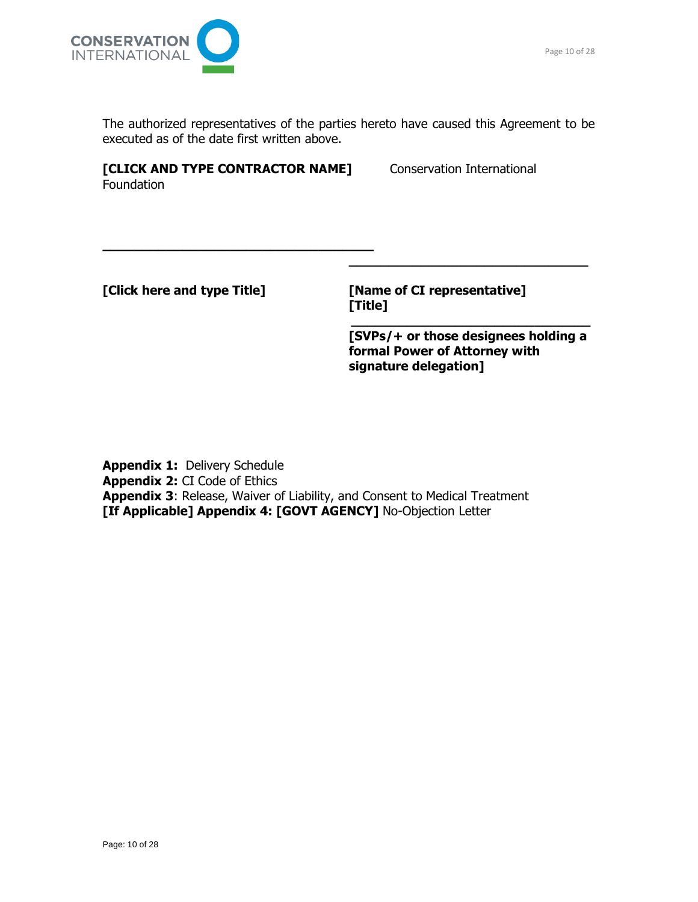The authorized representatives of the parties hereto have caused this Agreement to be executed as of the date first written above.

**[CLICK AND TYPE CONTRACTOR NAME]** Conservation International Foundation

\_\_\_\_\_\_\_\_\_\_\_\_\_\_\_\_\_\_\_\_\_\_\_\_\_\_\_\_\_\_\_\_\_\_\_\_

**[Click here and type Title]**

\_\_\_\_\_\_\_\_\_\_\_\_\_\_\_\_\_\_\_\_\_\_\_\_\_\_\_\_\_\_\_\_

**[Name of CI representative]**
**[Title]**

\_\_\_\_\_\_\_\_\_\_\_\_\_\_\_\_\_\_\_\_\_\_\_\_\_\_\_\_\_\_\_\_

**[SVPs/+ or those designees holding a formal Power of Attorney with signature delegation]**

**Appendix 1:** Delivery Schedule
**Appendix 2:** CI Code of Ethics
**Appendix 3**: Release, Waiver of Liability, and Consent to Medical Treatment
**[If Applicable] Appendix 4: [GOVT AGENCY]** No-Objection Letter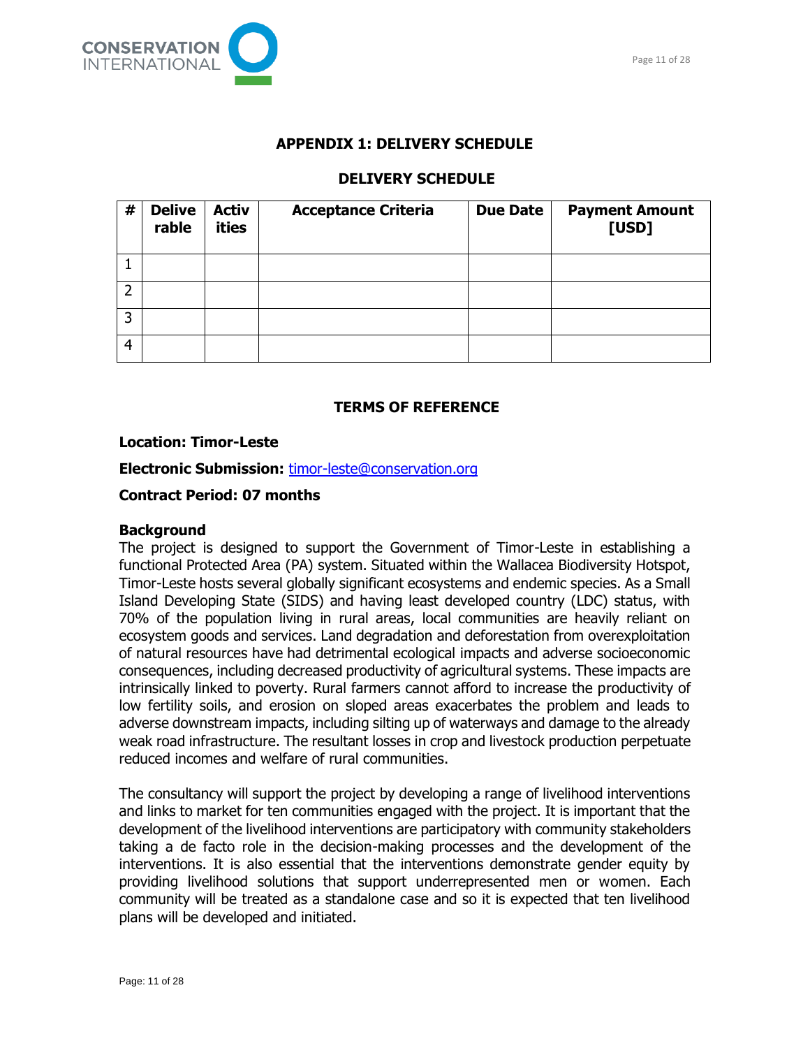## APPENDIX 1: DELIVERY SCHEDULE

### DELIVERY SCHEDULE

| # | Deliverable | Activities | Acceptance Criteria | Due Date | Payment Amount [USD] |
|---|---|---|---|---|---|
| 1 | | | | | |
| 2 | | | | | |
| 3 | | | | | |
| 4 | | | | | |

### TERMS OF REFERENCE

**Location: Timor-Leste**

**Electronic Submission:** timor-leste@conservation.org

**Contract Period: 07 months**

**Background**

The project is designed to support the Government of Timor-Leste in establishing a functional Protected Area (PA) system. Situated within the Wallacea Biodiversity Hotspot, Timor-Leste hosts several globally significant ecosystems and endemic species. As a Small Island Developing State (SIDS) and having least developed country (LDC) status, with 70% of the population living in rural areas, local communities are heavily reliant on ecosystem goods and services. Land degradation and deforestation from overexploitation of natural resources have had detrimental ecological impacts and adverse socioeconomic consequences, including decreased productivity of agricultural systems. These impacts are intrinsically linked to poverty. Rural farmers cannot afford to increase the productivity of low fertility soils, and erosion on sloped areas exacerbates the problem and leads to adverse downstream impacts, including silting up of waterways and damage to the already weak road infrastructure. The resultant losses in crop and livestock production perpetuate reduced incomes and welfare of rural communities.

The consultancy will support the project by developing a range of livelihood interventions and links to market for ten communities engaged with the project. It is important that the development of the livelihood interventions are participatory with community stakeholders taking a de facto role in the decision-making processes and the development of the interventions. It is also essential that the interventions demonstrate gender equity by providing livelihood solutions that support underrepresented men or women. Each community will be treated as a standalone case and so it is expected that ten livelihood plans will be developed and initiated.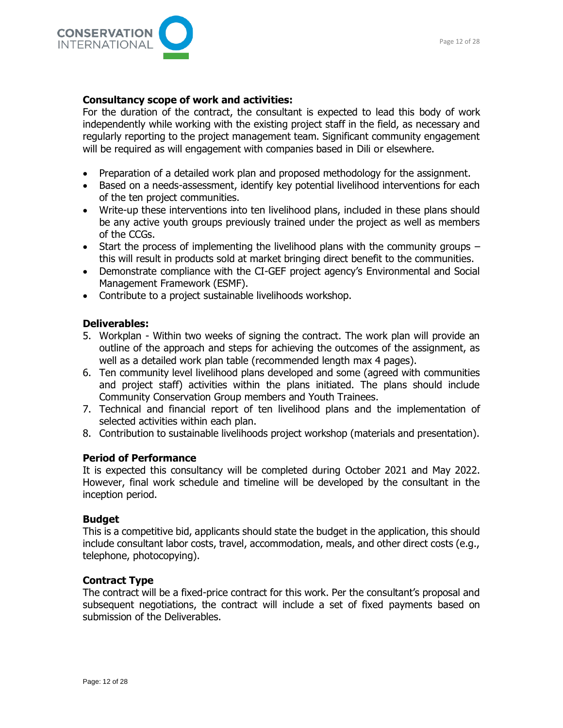**Consultancy scope of work and activities:**

For the duration of the contract, the consultant is expected to lead this body of work independently while working with the existing project staff in the field, as necessary and regularly reporting to the project management team. Significant community engagement will be required as will engagement with companies based in Dili or elsewhere.

- Preparation of a detailed work plan and proposed methodology for the assignment.
- Based on a needs-assessment, identify key potential livelihood interventions for each of the ten project communities.
- Write-up these interventions into ten livelihood plans, included in these plans should be any active youth groups previously trained under the project as well as members of the CCGs.
- Start the process of implementing the livelihood plans with the community groups – this will result in products sold at market bringing direct benefit to the communities.
- Demonstrate compliance with the CI-GEF project agency's Environmental and Social Management Framework (ESMF).
- Contribute to a project sustainable livelihoods workshop.

**Deliverables:**

5. Workplan - Within two weeks of signing the contract. The work plan will provide an outline of the approach and steps for achieving the outcomes of the assignment, as well as a detailed work plan table (recommended length max 4 pages).
6. Ten community level livelihood plans developed and some (agreed with communities and project staff) activities within the plans initiated. The plans should include Community Conservation Group members and Youth Trainees.
7. Technical and financial report of ten livelihood plans and the implementation of selected activities within each plan.
8. Contribution to sustainable livelihoods project workshop (materials and presentation).

**Period of Performance**

It is expected this consultancy will be completed during October 2021 and May 2022. However, final work schedule and timeline will be developed by the consultant in the inception period.

**Budget**

This is a competitive bid, applicants should state the budget in the application, this should include consultant labor costs, travel, accommodation, meals, and other direct costs (e.g., telephone, photocopying).

**Contract Type**

The contract will be a fixed-price contract for this work. Per the consultant's proposal and subsequent negotiations, the contract will include a set of fixed payments based on submission of the Deliverables.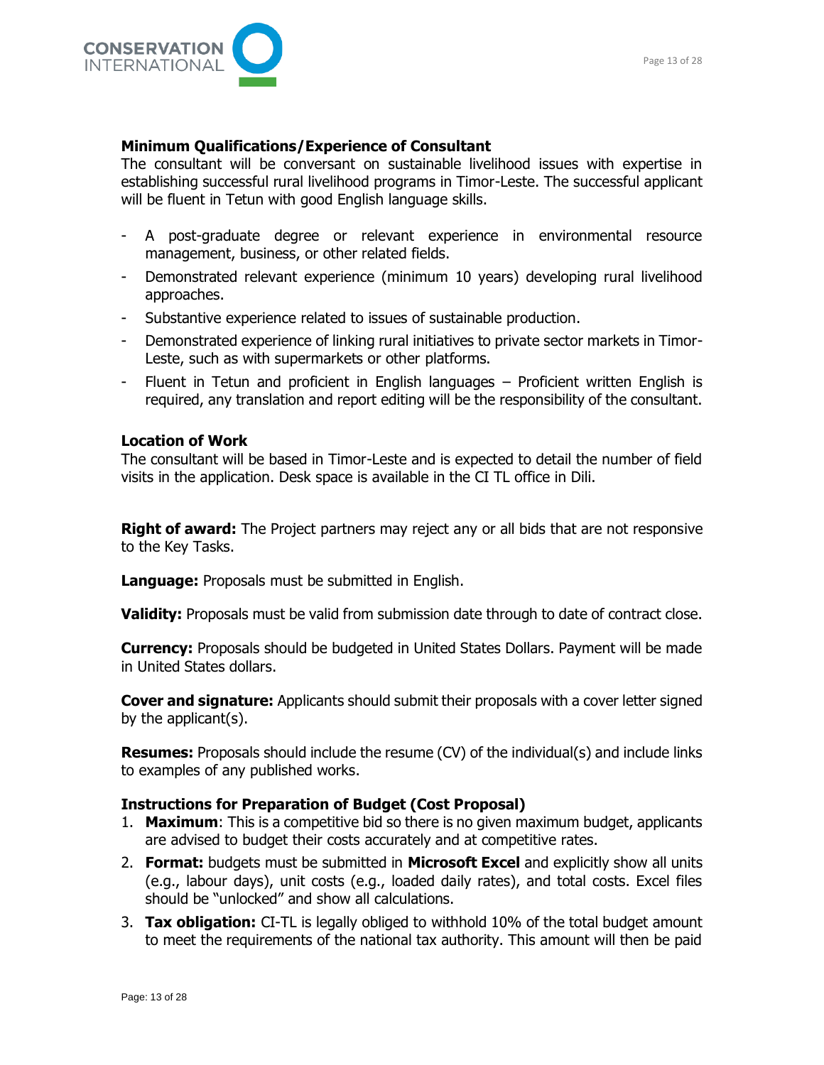### Minimum Qualifications/Experience of Consultant

The consultant will be conversant on sustainable livelihood issues with expertise in establishing successful rural livelihood programs in Timor-Leste. The successful applicant will be fluent in Tetun with good English language skills.

- A post-graduate degree or relevant experience in environmental resource management, business, or other related fields.
- Demonstrated relevant experience (minimum 10 years) developing rural livelihood approaches.
- Substantive experience related to issues of sustainable production.
- Demonstrated experience of linking rural initiatives to private sector markets in Timor-Leste, such as with supermarkets or other platforms.
- Fluent in Tetun and proficient in English languages – Proficient written English is required, any translation and report editing will be the responsibility of the consultant.

### Location of Work

The consultant will be based in Timor-Leste and is expected to detail the number of field visits in the application. Desk space is available in the CI TL office in Dili.

**Right of award:** The Project partners may reject any or all bids that are not responsive to the Key Tasks.

**Language:** Proposals must be submitted in English.

**Validity:** Proposals must be valid from submission date through to date of contract close.

**Currency:** Proposals should be budgeted in United States Dollars. Payment will be made in United States dollars.

**Cover and signature:** Applicants should submit their proposals with a cover letter signed by the applicant(s).

**Resumes:** Proposals should include the resume (CV) of the individual(s) and include links to examples of any published works.

### Instructions for Preparation of Budget (Cost Proposal)

1. **Maximum**: This is a competitive bid so there is no given maximum budget, applicants are advised to budget their costs accurately and at competitive rates.
2. **Format:** budgets must be submitted in **Microsoft Excel** and explicitly show all units (e.g., labour days), unit costs (e.g., loaded daily rates), and total costs. Excel files should be "unlocked" and show all calculations.
3. **Tax obligation:** CI-TL is legally obliged to withhold 10% of the total budget amount to meet the requirements of the national tax authority. This amount will then be paid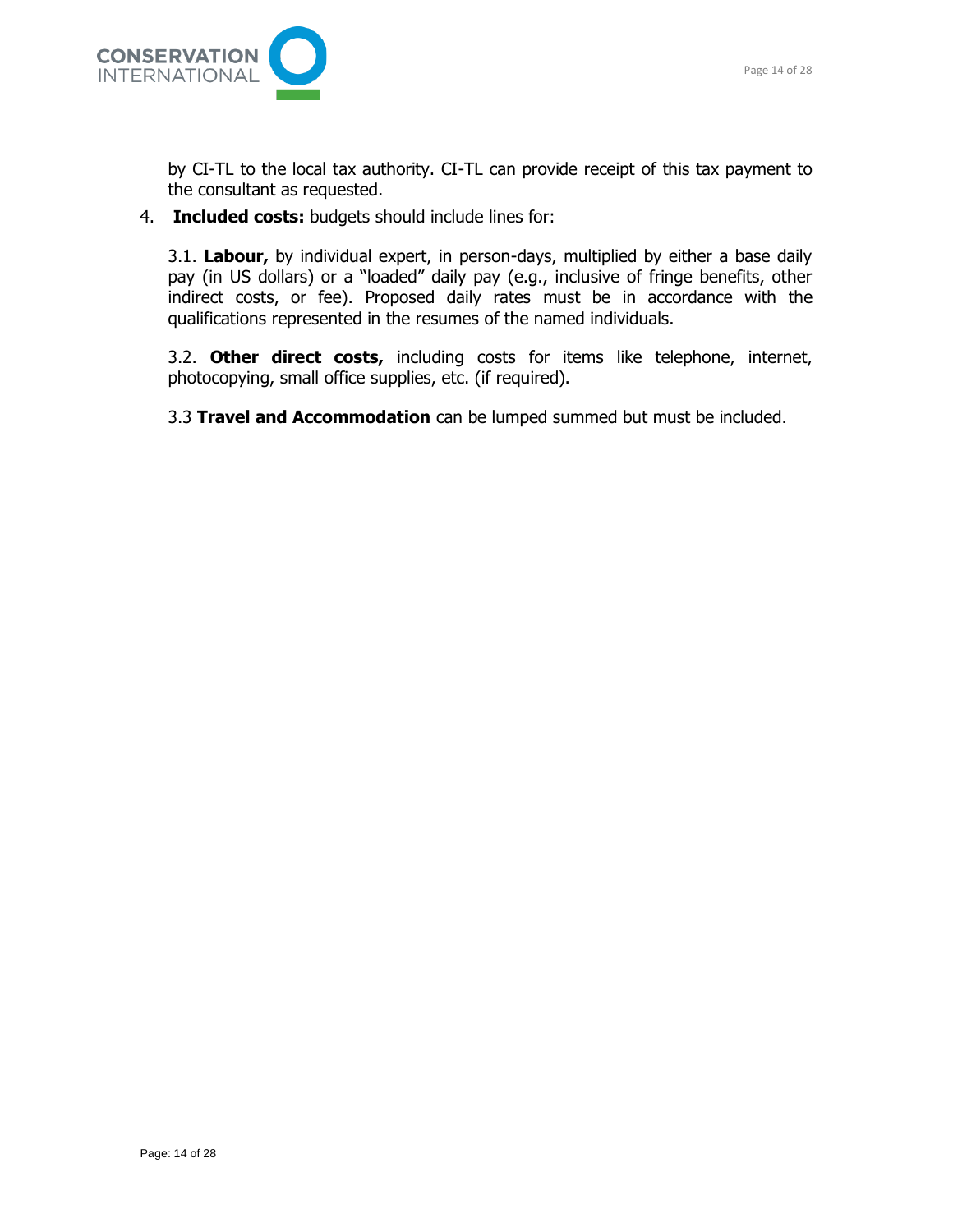by CI-TL to the local tax authority. CI-TL can provide receipt of this tax payment to the consultant as requested.

4. **Included costs:** budgets should include lines for:

   3.1. **Labour,** by individual expert, in person-days, multiplied by either a base daily pay (in US dollars) or a "loaded" daily pay (e.g., inclusive of fringe benefits, other indirect costs, or fee). Proposed daily rates must be in accordance with the qualifications represented in the resumes of the named individuals.

   3.2. **Other direct costs,** including costs for items like telephone, internet, photocopying, small office supplies, etc. (if required).

   3.3 **Travel and Accommodation** can be lumped summed but must be included.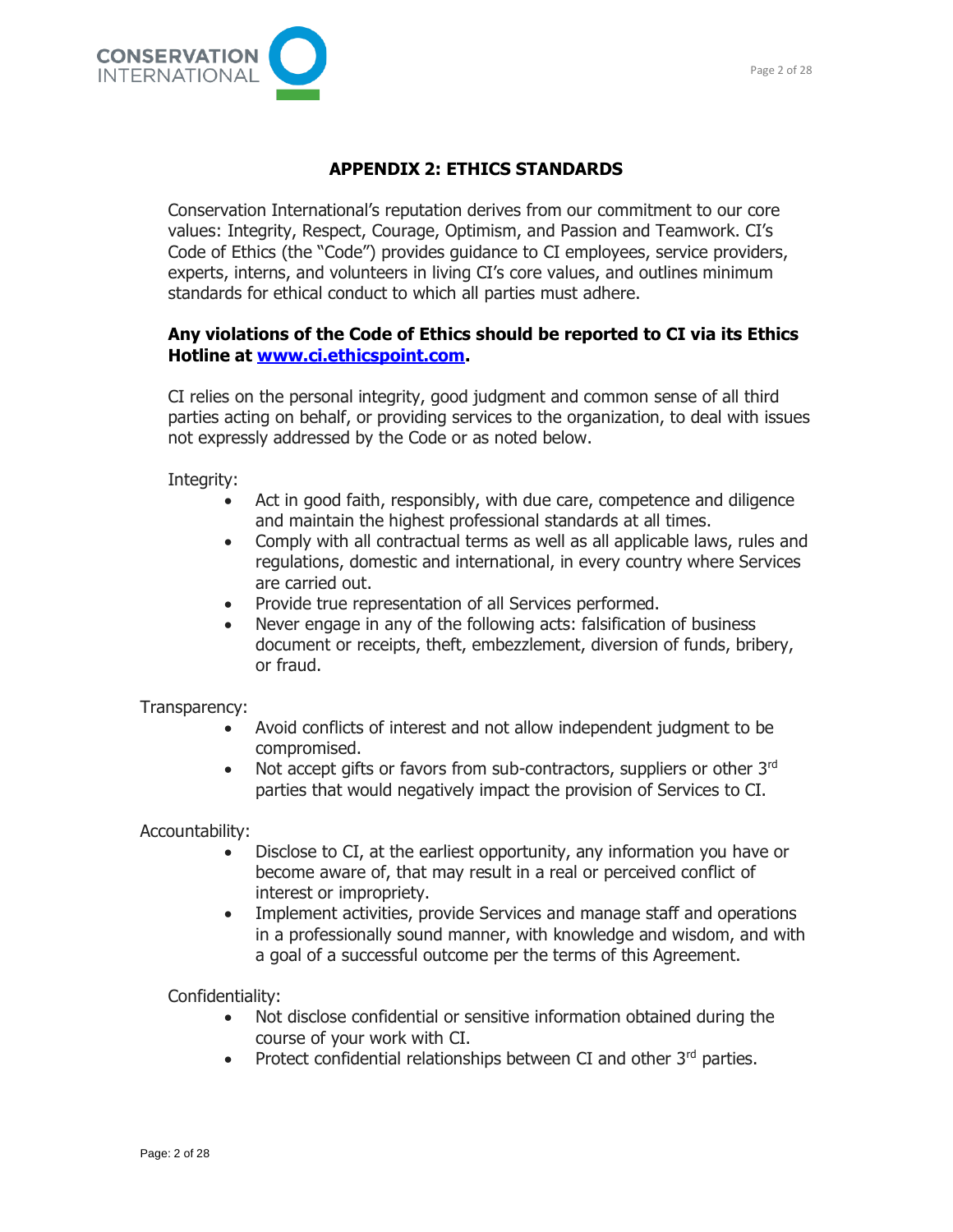## APPENDIX 2: ETHICS STANDARDS

Conservation International's reputation derives from our commitment to our core values: Integrity, Respect, Courage, Optimism, and Passion and Teamwork. CI's Code of Ethics (the "Code") provides guidance to CI employees, service providers, experts, interns, and volunteers in living CI's core values, and outlines minimum standards for ethical conduct to which all parties must adhere.

**Any violations of the Code of Ethics should be reported to CI via its Ethics Hotline at [www.ci.ethicspoint.com](http://www.ci.ethicspoint.com).**

CI relies on the personal integrity, good judgment and common sense of all third parties acting on behalf, or providing services to the organization, to deal with issues not expressly addressed by the Code or as noted below.

Integrity:

- Act in good faith, responsibly, with due care, competence and diligence and maintain the highest professional standards at all times.
- Comply with all contractual terms as well as all applicable laws, rules and regulations, domestic and international, in every country where Services are carried out.
- Provide true representation of all Services performed.
- Never engage in any of the following acts: falsification of business document or receipts, theft, embezzlement, diversion of funds, bribery, or fraud.

Transparency:

- Avoid conflicts of interest and not allow independent judgment to be compromised.
- Not accept gifts or favors from sub-contractors, suppliers or other 3rd parties that would negatively impact the provision of Services to CI.

Accountability:

- Disclose to CI, at the earliest opportunity, any information you have or become aware of, that may result in a real or perceived conflict of interest or impropriety.
- Implement activities, provide Services and manage staff and operations in a professionally sound manner, with knowledge and wisdom, and with a goal of a successful outcome per the terms of this Agreement.

Confidentiality:

- Not disclose confidential or sensitive information obtained during the course of your work with CI.
- Protect confidential relationships between CI and other 3rd parties.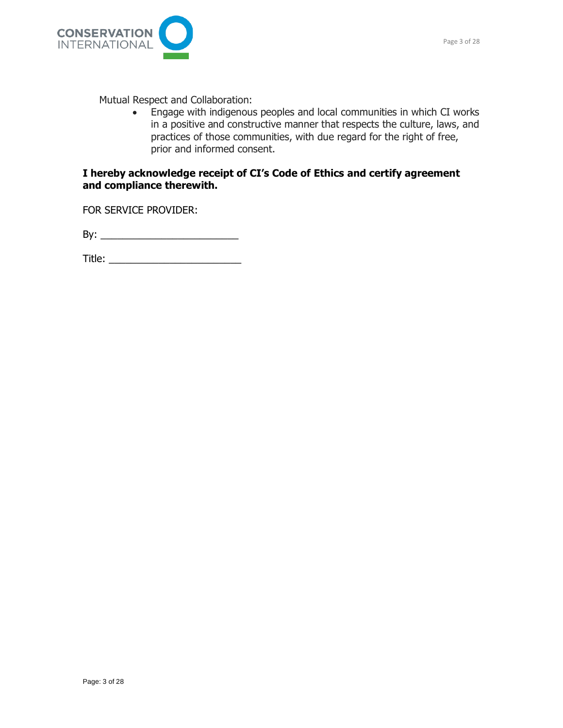Mutual Respect and Collaboration:

- Engage with indigenous peoples and local communities in which CI works in a positive and constructive manner that respects the culture, laws, and practices of those communities, with due regard for the right of free, prior and informed consent.

**I hereby acknowledge receipt of CI's Code of Ethics and certify agreement and compliance therewith.**

FOR SERVICE PROVIDER:

By: ________________________

Title: ________________________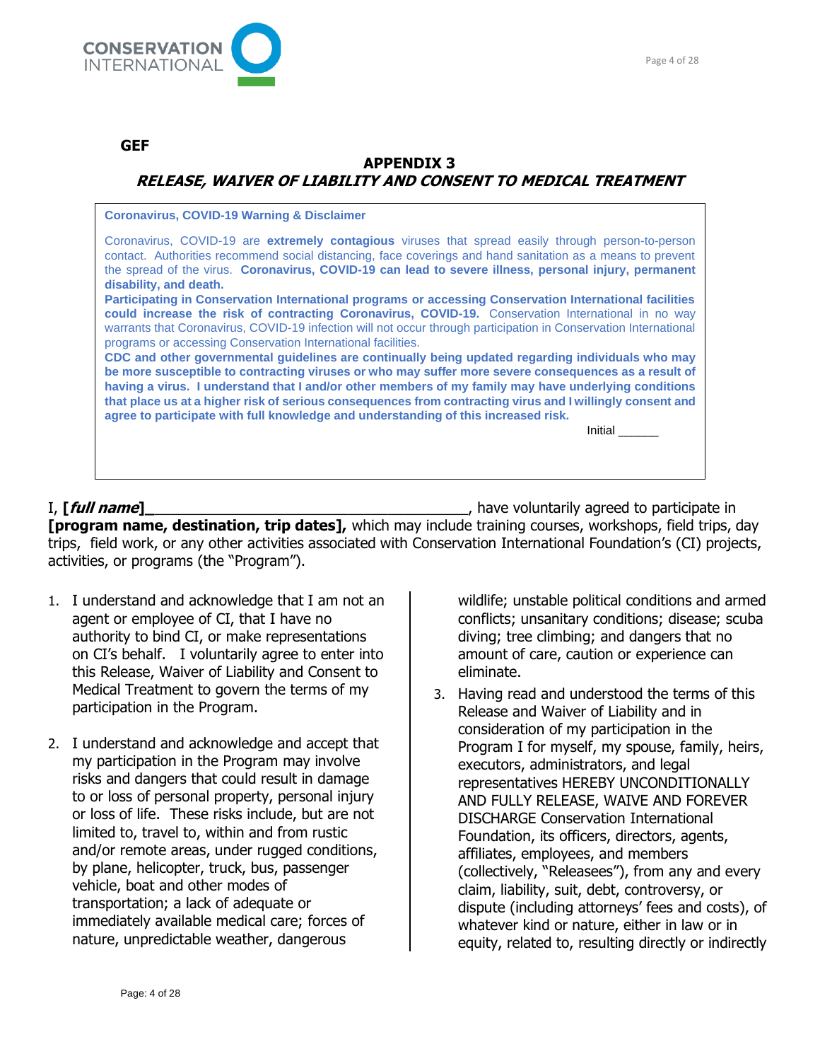**GEF**

## APPENDIX 3
## *RELEASE, WAIVER OF LIABILITY AND CONSENT TO MEDICAL TREATMENT*

**Coronavirus, COVID-19 Warning & Disclaimer**

Coronavirus, COVID-19 are **extremely contagious** viruses that spread easily through person-to-person contact. Authorities recommend social distancing, face coverings and hand sanitation as a means to prevent the spread of the virus. **Coronavirus, COVID-19 can lead to severe illness, personal injury, permanent disability, and death.**

**Participating in Conservation International programs or accessing Conservation International facilities could increase the risk of contracting Coronavirus, COVID-19.** Conservation International in no way warrants that Coronavirus, COVID-19 infection will not occur through participation in Conservation International programs or accessing Conservation International facilities.

**CDC and other governmental guidelines are continually being updated regarding individuals who may be more susceptible to contracting viruses or who may suffer more severe consequences as a result of having a virus. I understand that I and/or other members of my family may have underlying conditions that place us at a higher risk of serious consequences from contracting virus and I willingly consent and agree to participate with full knowledge and understanding of this increased risk.**

Initial ______

I, **[*full name*]**________________________________________, have voluntarily agreed to participate in **[program name, destination, trip dates],** which may include training courses, workshops, field trips, day trips, field work, or any other activities associated with Conservation International Foundation's (CI) projects, activities, or programs (the "Program").

1. I understand and acknowledge that I am not an agent or employee of CI, that I have no authority to bind CI, or make representations on CI's behalf. I voluntarily agree to enter into this Release, Waiver of Liability and Consent to Medical Treatment to govern the terms of my participation in the Program.

2. I understand and acknowledge and accept that my participation in the Program may involve risks and dangers that could result in damage to or loss of personal property, personal injury or loss of life. These risks include, but are not limited to, travel to, within and from rustic and/or remote areas, under rugged conditions, by plane, helicopter, truck, bus, passenger vehicle, boat and other modes of transportation; a lack of adequate or immediately available medical care; forces of nature, unpredictable weather, dangerous wildlife; unstable political conditions and armed conflicts; unsanitary conditions; disease; scuba diving; tree climbing; and dangers that no amount of care, caution or experience can eliminate.

3. Having read and understood the terms of this Release and Waiver of Liability and in consideration of my participation in the Program I for myself, my spouse, family, heirs, executors, administrators, and legal representatives HEREBY UNCONDITIONALLY AND FULLY RELEASE, WAIVE AND FOREVER DISCHARGE Conservation International Foundation, its officers, directors, agents, affiliates, employees, and members (collectively, "Releasees"), from any and every claim, liability, suit, debt, controversy, or dispute (including attorneys' fees and costs), of whatever kind or nature, either in law or in equity, related to, resulting directly or indirectly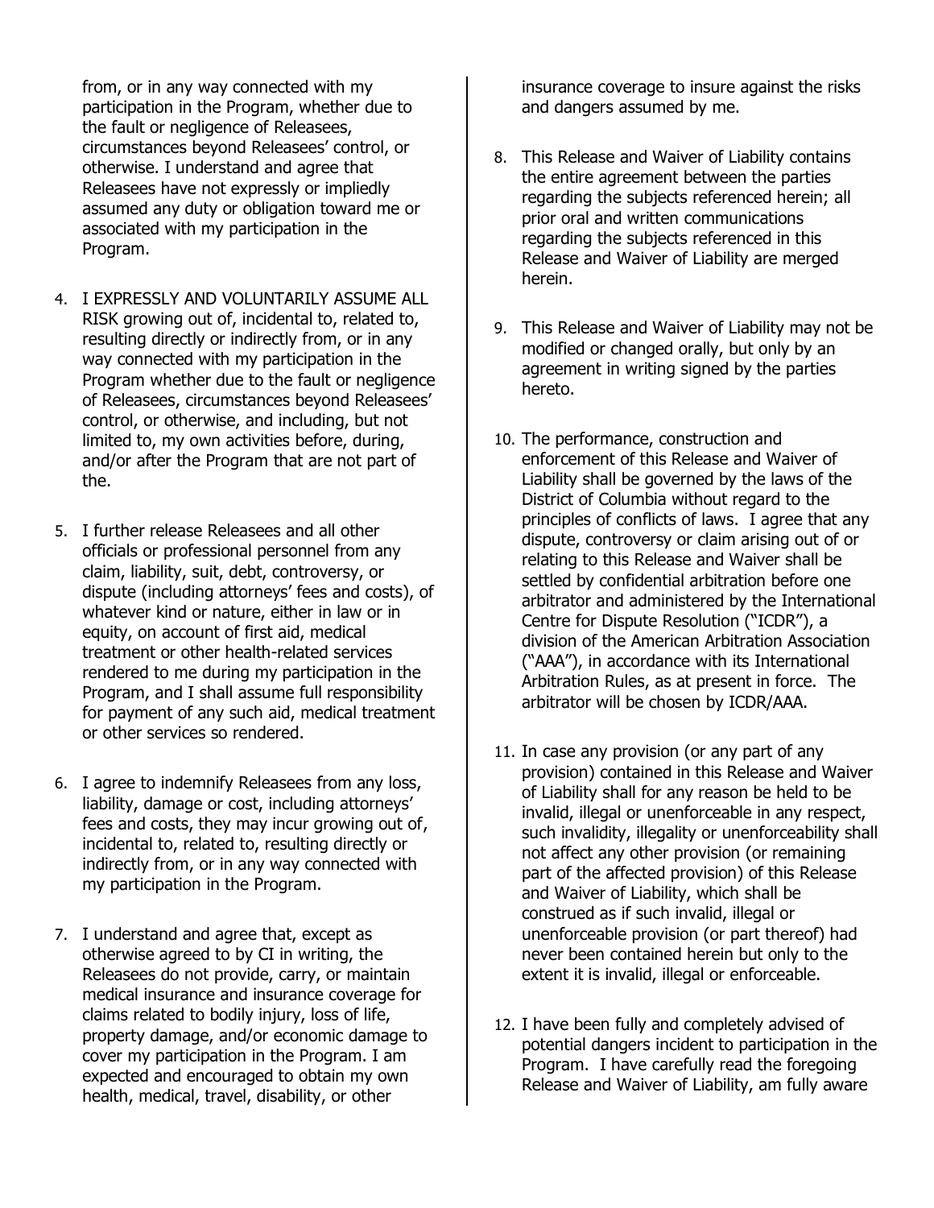from, or in any way connected with my participation in the Program, whether due to the fault or negligence of Releasees, circumstances beyond Releasees' control, or otherwise. I understand and agree that Releasees have not expressly or impliedly assumed any duty or obligation toward me or associated with my participation in the Program.

4. I EXPRESSLY AND VOLUNTARILY ASSUME ALL RISK growing out of, incidental to, related to, resulting directly or indirectly from, or in any way connected with my participation in the Program whether due to the fault or negligence of Releasees, circumstances beyond Releasees' control, or otherwise, and including, but not limited to, my own activities before, during, and/or after the Program that are not part of the.

5. I further release Releasees and all other officials or professional personnel from any claim, liability, suit, debt, controversy, or dispute (including attorneys' fees and costs), of whatever kind or nature, either in law or in equity, on account of first aid, medical treatment or other health-related services rendered to me during my participation in the Program, and I shall assume full responsibility for payment of any such aid, medical treatment or other services so rendered.

6. I agree to indemnify Releasees from any loss, liability, damage or cost, including attorneys' fees and costs, they may incur growing out of, incidental to, related to, resulting directly or indirectly from, or in any way connected with my participation in the Program.

7. I understand and agree that, except as otherwise agreed to by CI in writing, the Releasees do not provide, carry, or maintain medical insurance and insurance coverage for claims related to bodily injury, loss of life, property damage, and/or economic damage to cover my participation in the Program. I am expected and encouraged to obtain my own health, medical, travel, disability, or other insurance coverage to insure against the risks and dangers assumed by me.

8. This Release and Waiver of Liability contains the entire agreement between the parties regarding the subjects referenced herein; all prior oral and written communications regarding the subjects referenced in this Release and Waiver of Liability are merged herein.

9. This Release and Waiver of Liability may not be modified or changed orally, but only by an agreement in writing signed by the parties hereto.

10. The performance, construction and enforcement of this Release and Waiver of Liability shall be governed by the laws of the District of Columbia without regard to the principles of conflicts of laws. I agree that any dispute, controversy or claim arising out of or relating to this Release and Waiver shall be settled by confidential arbitration before one arbitrator and administered by the International Centre for Dispute Resolution ("ICDR"), a division of the American Arbitration Association ("AAA"), in accordance with its International Arbitration Rules, as at present in force. The arbitrator will be chosen by ICDR/AAA.

11. In case any provision (or any part of any provision) contained in this Release and Waiver of Liability shall for any reason be held to be invalid, illegal or unenforceable in any respect, such invalidity, illegality or unenforceability shall not affect any other provision (or remaining part of the affected provision) of this Release and Waiver of Liability, which shall be construed as if such invalid, illegal or unenforceable provision (or part thereof) had never been contained herein but only to the extent it is invalid, illegal or enforceable.

12. I have been fully and completely advised of potential dangers incident to participation in the Program. I have carefully read the foregoing Release and Waiver of Liability, am fully aware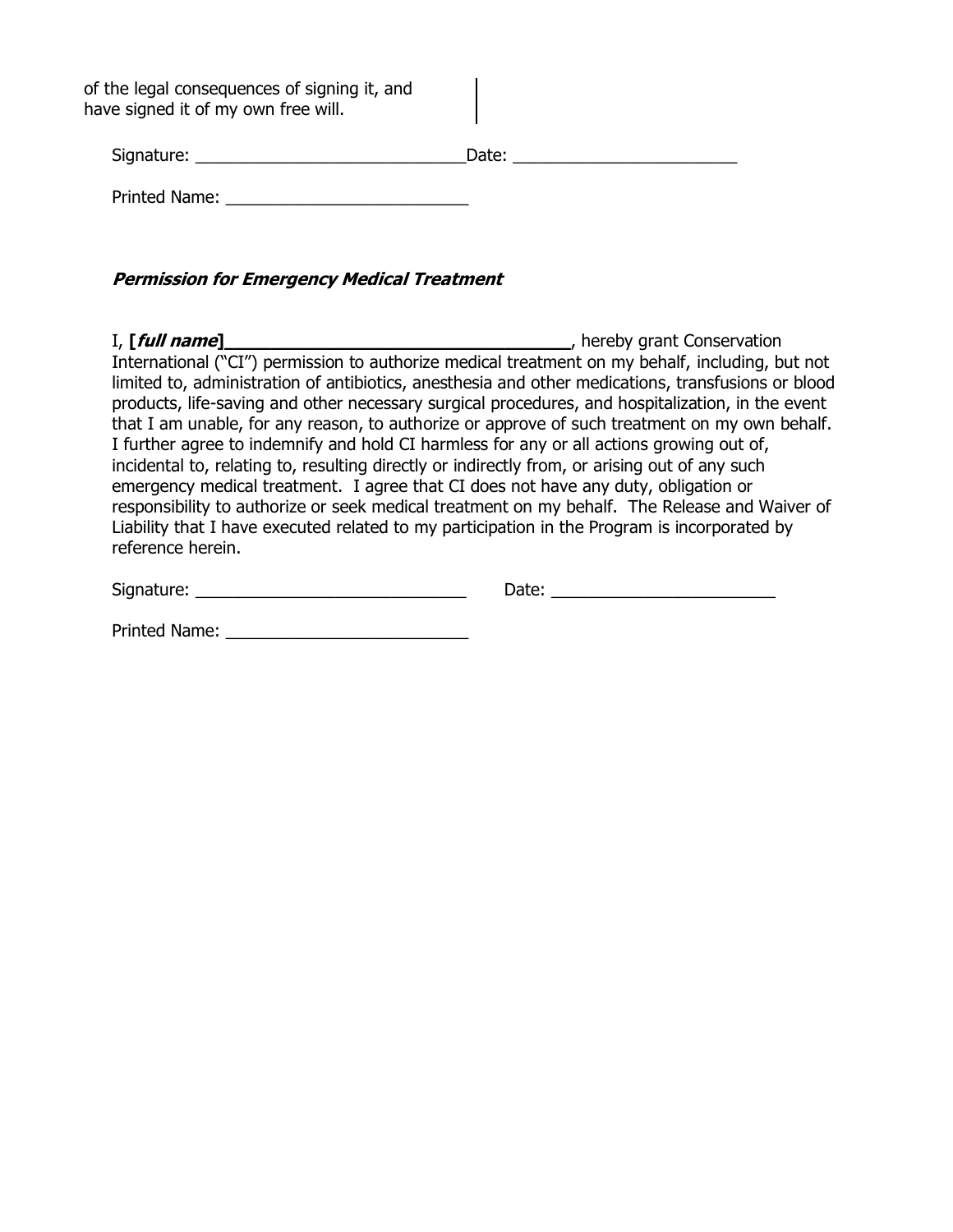of the legal consequences of signing it, and have signed it of my own free will.

Signature: _____________________________Date: ________________________

Printed Name: __________________________

***Permission for Emergency Medical Treatment***

I, **[*full name*]____________________________________**, hereby grant Conservation International ("CI") permission to authorize medical treatment on my behalf, including, but not limited to, administration of antibiotics, anesthesia and other medications, transfusions or blood products, life-saving and other necessary surgical procedures, and hospitalization, in the event that I am unable, for any reason, to authorize or approve of such treatment on my own behalf. I further agree to indemnify and hold CI harmless for any or all actions growing out of, incidental to, relating to, resulting directly or indirectly from, or arising out of any such emergency medical treatment. I agree that CI does not have any duty, obligation or responsibility to authorize or seek medical treatment on my behalf. The Release and Waiver of Liability that I have executed related to my participation in the Program is incorporated by reference herein.

Signature: _____________________________ Date: ________________________

Printed Name: __________________________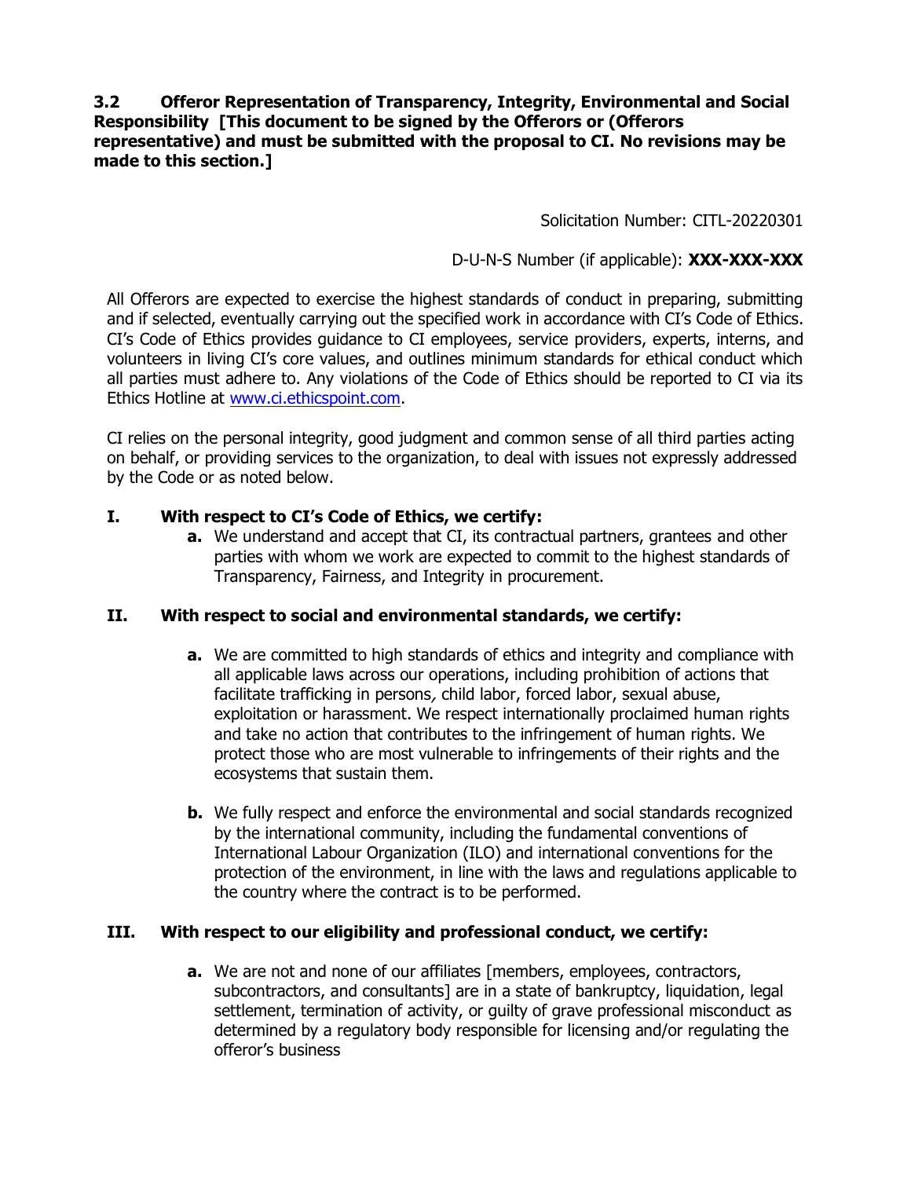**3.2 Offeror Representation of Transparency, Integrity, Environmental and Social Responsibility [This document to be signed by the Offerors or (Offerors representative) and must be submitted with the proposal to CI. No revisions may be made to this section.]**

Solicitation Number: CITL-20220301

D-U-N-S Number (if applicable): **XXX-XXX-XXX**

All Offerors are expected to exercise the highest standards of conduct in preparing, submitting and if selected, eventually carrying out the specified work in accordance with CI's Code of Ethics. CI's Code of Ethics provides guidance to CI employees, service providers, experts, interns, and volunteers in living CI's core values, and outlines minimum standards for ethical conduct which all parties must adhere to. Any violations of the Code of Ethics should be reported to CI via its Ethics Hotline at [www.ci.ethicspoint.com](http://www.ci.ethicspoint.com).

CI relies on the personal integrity, good judgment and common sense of all third parties acting on behalf, or providing services to the organization, to deal with issues not expressly addressed by the Code or as noted below.

**I. With respect to CI's Code of Ethics, we certify:**

- **a.** We understand and accept that CI, its contractual partners, grantees and other parties with whom we work are expected to commit to the highest standards of Transparency, Fairness, and Integrity in procurement.

**II. With respect to social and environmental standards, we certify:**

- **a.** We are committed to high standards of ethics and integrity and compliance with all applicable laws across our operations, including prohibition of actions that facilitate trafficking in persons, child labor, forced labor, sexual abuse, exploitation or harassment. We respect internationally proclaimed human rights and take no action that contributes to the infringement of human rights. We protect those who are most vulnerable to infringements of their rights and the ecosystems that sustain them.

- **b.** We fully respect and enforce the environmental and social standards recognized by the international community, including the fundamental conventions of International Labour Organization (ILO) and international conventions for the protection of the environment, in line with the laws and regulations applicable to the country where the contract is to be performed.

**III. With respect to our eligibility and professional conduct, we certify:**

- **a.** We are not and none of our affiliates [members, employees, contractors, subcontractors, and consultants] are in a state of bankruptcy, liquidation, legal settlement, termination of activity, or guilty of grave professional misconduct as determined by a regulatory body responsible for licensing and/or regulating the offeror's business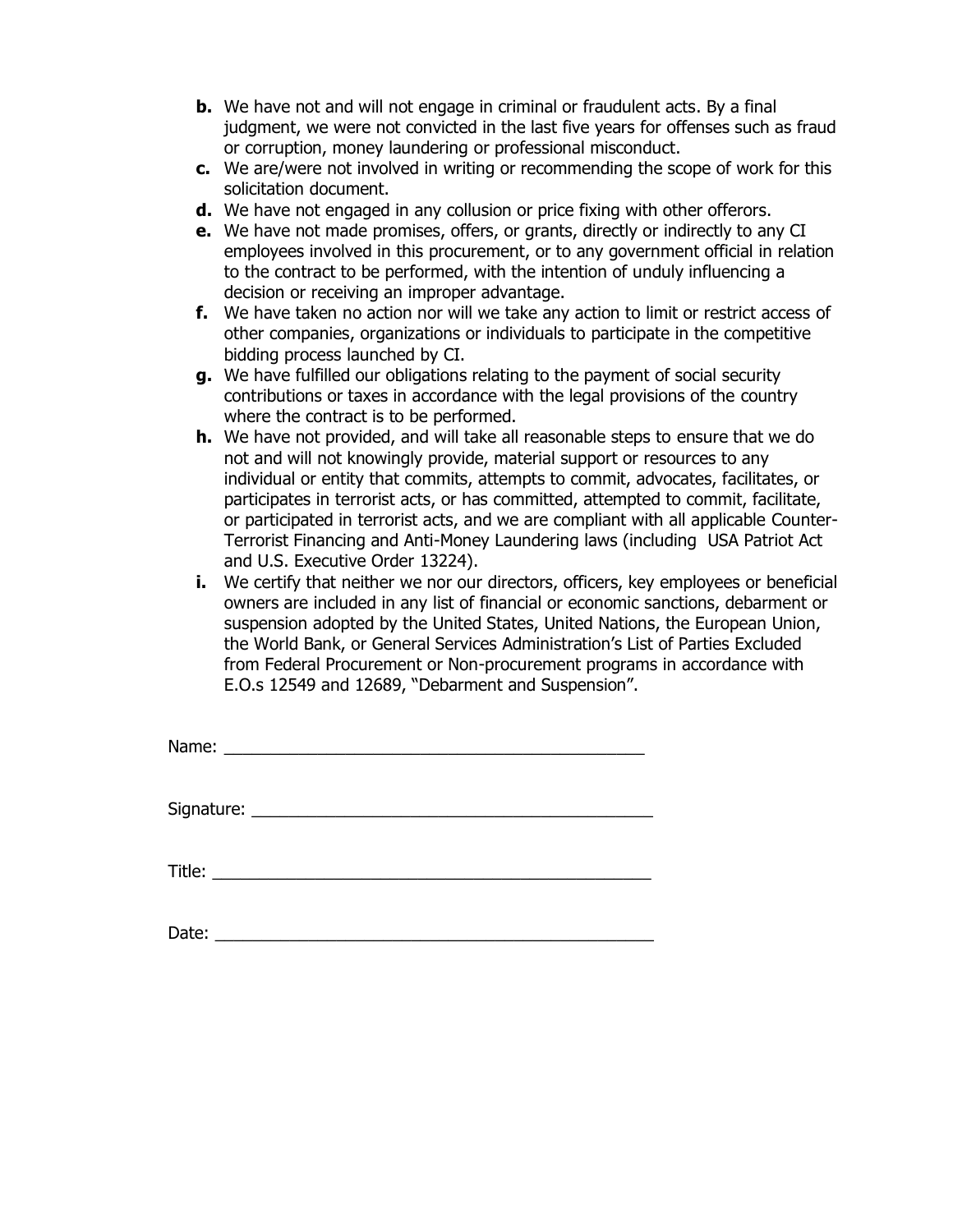**b.** We have not and will not engage in criminal or fraudulent acts. By a final judgment, we were not convicted in the last five years for offenses such as fraud or corruption, money laundering or professional misconduct.

**c.** We are/were not involved in writing or recommending the scope of work for this solicitation document.

**d.** We have not engaged in any collusion or price fixing with other offerors.

**e.** We have not made promises, offers, or grants, directly or indirectly to any CI employees involved in this procurement, or to any government official in relation to the contract to be performed, with the intention of unduly influencing a decision or receiving an improper advantage.

**f.** We have taken no action nor will we take any action to limit or restrict access of other companies, organizations or individuals to participate in the competitive bidding process launched by CI.

**g.** We have fulfilled our obligations relating to the payment of social security contributions or taxes in accordance with the legal provisions of the country where the contract is to be performed.

**h.** We have not provided, and will take all reasonable steps to ensure that we do not and will not knowingly provide, material support or resources to any individual or entity that commits, attempts to commit, advocates, facilitates, or participates in terrorist acts, or has committed, attempted to commit, facilitate, or participated in terrorist acts, and we are compliant with all applicable Counter-Terrorist Financing and Anti-Money Laundering laws (including USA Patriot Act and U.S. Executive Order 13224).

**i.** We certify that neither we nor our directors, officers, key employees or beneficial owners are included in any list of financial or economic sanctions, debarment or suspension adopted by the United States, United Nations, the European Union, the World Bank, or General Services Administration's List of Parties Excluded from Federal Procurement or Non-procurement programs in accordance with E.O.s 12549 and 12689, "Debarment and Suspension".

Name: ____________________________________________

Signature: ________________________________________

Title: _____________________________________________

Date: _____________________________________________